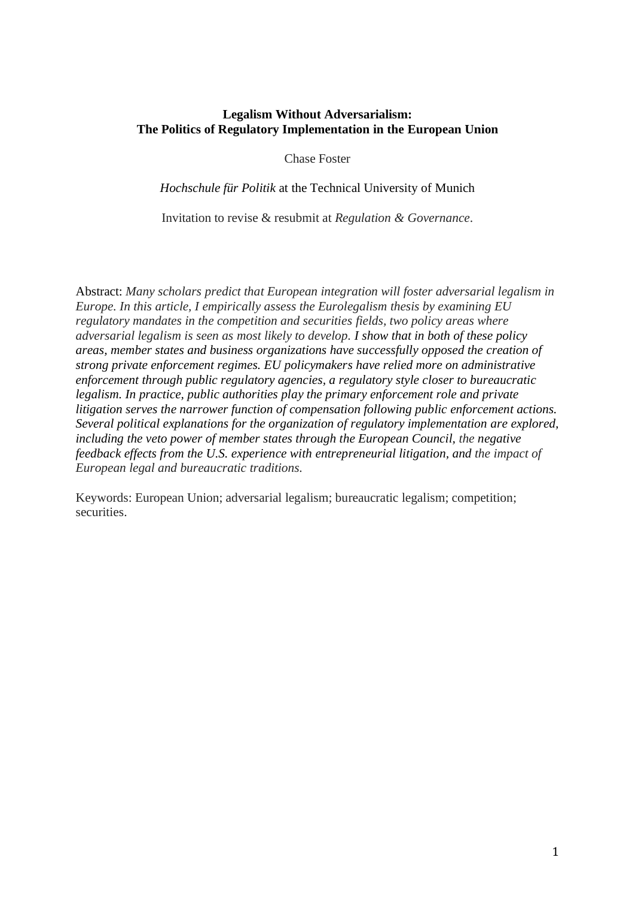**Legalism Without Adversarialism:**
**The Politics of Regulatory Implementation in the European Union**

Chase Foster

*Hochschule für Politik* at the Technical University of Munich

Invitation to revise & resubmit at *Regulation & Governance*.

Abstract: *Many scholars predict that European integration will foster adversarial legalism in Europe. In this article, I empirically assess the Eurolegalism thesis by examining EU regulatory mandates in the competition and securities fields, two policy areas where adversarial legalism is seen as most likely to develop. I show that in both of these policy areas, member states and business organizations have successfully opposed the creation of strong private enforcement regimes. EU policymakers have relied more on administrative enforcement through public regulatory agencies, a regulatory style closer to bureaucratic legalism. In practice, public authorities play the primary enforcement role and private litigation serves the narrower function of compensation following public enforcement actions. Several political explanations for the organization of regulatory implementation are explored, including the veto power of member states through the European Council, the negative feedback effects from the U.S. experience with entrepreneurial litigation, and the impact of European legal and bureaucratic traditions.*

Keywords: European Union; adversarial legalism; bureaucratic legalism; competition; securities.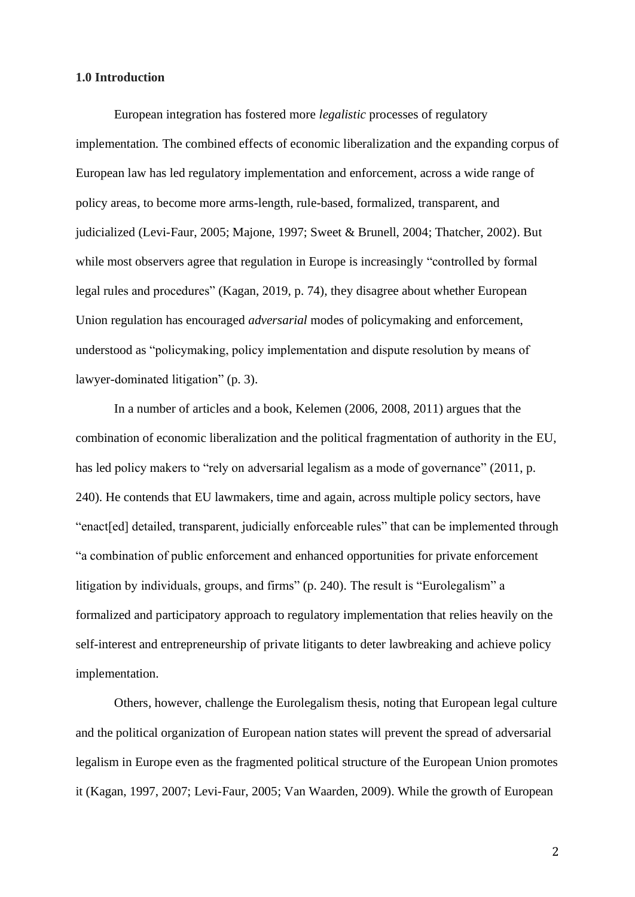**1.0 Introduction**

European integration has fostered more *legalistic* processes of regulatory implementation. The combined effects of economic liberalization and the expanding corpus of European law has led regulatory implementation and enforcement, across a wide range of policy areas, to become more arms-length, rule-based, formalized, transparent, and judicialized (Levi-Faur, 2005; Majone, 1997; Sweet & Brunell, 2004; Thatcher, 2002). But while most observers agree that regulation in Europe is increasingly "controlled by formal legal rules and procedures" (Kagan, 2019, p. 74), they disagree about whether European Union regulation has encouraged *adversarial* modes of policymaking and enforcement, understood as "policymaking, policy implementation and dispute resolution by means of lawyer-dominated litigation" (p. 3).

In a number of articles and a book, Kelemen (2006, 2008, 2011) argues that the combination of economic liberalization and the political fragmentation of authority in the EU, has led policy makers to "rely on adversarial legalism as a mode of governance" (2011, p. 240). He contends that EU lawmakers, time and again, across multiple policy sectors, have "enact[ed] detailed, transparent, judicially enforceable rules" that can be implemented through "a combination of public enforcement and enhanced opportunities for private enforcement litigation by individuals, groups, and firms" (p. 240). The result is "Eurolegalism" a formalized and participatory approach to regulatory implementation that relies heavily on the self-interest and entrepreneurship of private litigants to deter lawbreaking and achieve policy implementation.

Others, however, challenge the Eurolegalism thesis, noting that European legal culture and the political organization of European nation states will prevent the spread of adversarial legalism in Europe even as the fragmented political structure of the European Union promotes it (Kagan, 1997, 2007; Levi-Faur, 2005; Van Waarden, 2009). While the growth of European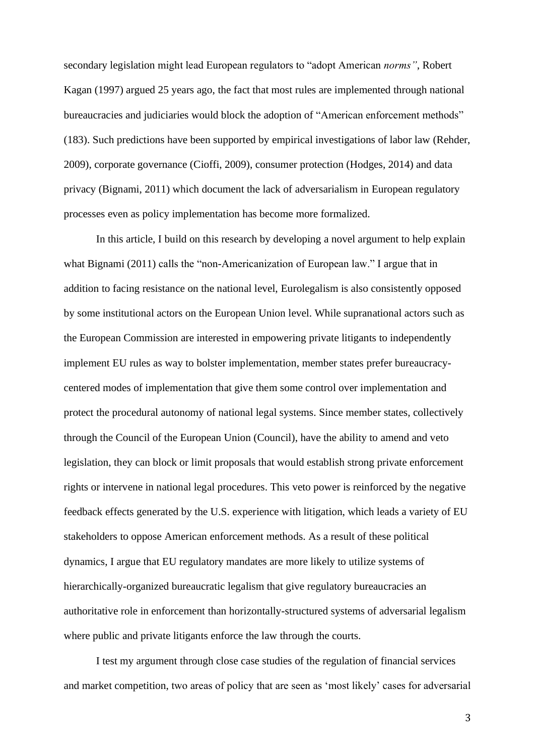secondary legislation might lead European regulators to "adopt American *norms"*, Robert Kagan (1997) argued 25 years ago, the fact that most rules are implemented through national bureaucracies and judiciaries would block the adoption of "American enforcement methods" (183). Such predictions have been supported by empirical investigations of labor law (Rehder, 2009), corporate governance (Cioffi, 2009), consumer protection (Hodges, 2014) and data privacy (Bignami, 2011) which document the lack of adversarialism in European regulatory processes even as policy implementation has become more formalized.

In this article, I build on this research by developing a novel argument to help explain what Bignami (2011) calls the "non-Americanization of European law." I argue that in addition to facing resistance on the national level, Eurolegalism is also consistently opposed by some institutional actors on the European Union level. While supranational actors such as the European Commission are interested in empowering private litigants to independently implement EU rules as way to bolster implementation, member states prefer bureaucracy-centered modes of implementation that give them some control over implementation and protect the procedural autonomy of national legal systems. Since member states, collectively through the Council of the European Union (Council), have the ability to amend and veto legislation, they can block or limit proposals that would establish strong private enforcement rights or intervene in national legal procedures. This veto power is reinforced by the negative feedback effects generated by the U.S. experience with litigation, which leads a variety of EU stakeholders to oppose American enforcement methods. As a result of these political dynamics, I argue that EU regulatory mandates are more likely to utilize systems of hierarchically-organized bureaucratic legalism that give regulatory bureaucracies an authoritative role in enforcement than horizontally-structured systems of adversarial legalism where public and private litigants enforce the law through the courts.

I test my argument through close case studies of the regulation of financial services and market competition, two areas of policy that are seen as 'most likely' cases for adversarial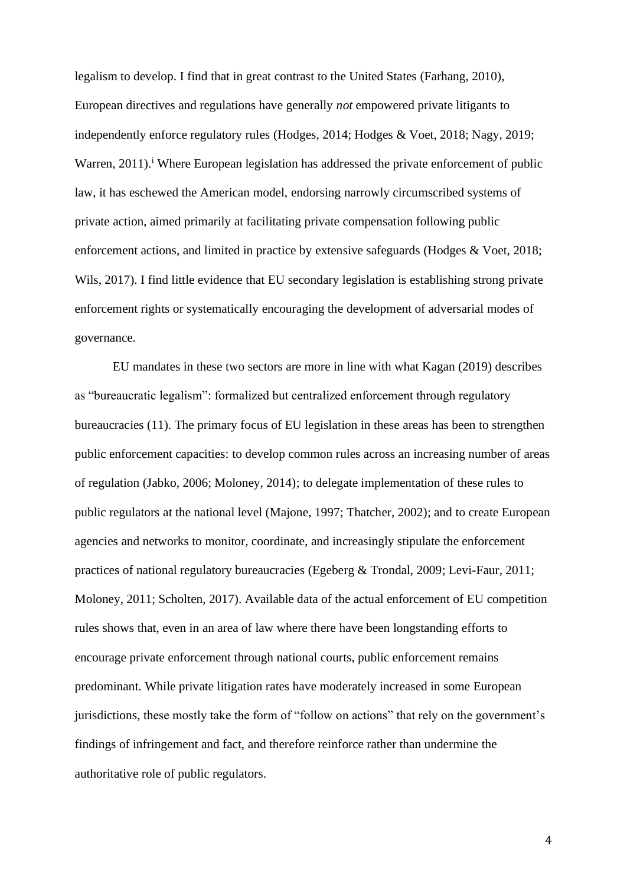legalism to develop. I find that in great contrast to the United States (Farhang, 2010), European directives and regulations have generally *not* empowered private litigants to independently enforce regulatory rules (Hodges, 2014; Hodges & Voet, 2018; Nagy, 2019; Warren, 2011).[i] Where European legislation has addressed the private enforcement of public law, it has eschewed the American model, endorsing narrowly circumscribed systems of private action, aimed primarily at facilitating private compensation following public enforcement actions, and limited in practice by extensive safeguards (Hodges & Voet, 2018; Wils, 2017). I find little evidence that EU secondary legislation is establishing strong private enforcement rights or systematically encouraging the development of adversarial modes of governance.

EU mandates in these two sectors are more in line with what Kagan (2019) describes as "bureaucratic legalism": formalized but centralized enforcement through regulatory bureaucracies (11). The primary focus of EU legislation in these areas has been to strengthen public enforcement capacities: to develop common rules across an increasing number of areas of regulation (Jabko, 2006; Moloney, 2014); to delegate implementation of these rules to public regulators at the national level (Majone, 1997; Thatcher, 2002); and to create European agencies and networks to monitor, coordinate, and increasingly stipulate the enforcement practices of national regulatory bureaucracies (Egeberg & Trondal, 2009; Levi-Faur, 2011; Moloney, 2011; Scholten, 2017). Available data of the actual enforcement of EU competition rules shows that, even in an area of law where there have been longstanding efforts to encourage private enforcement through national courts, public enforcement remains predominant. While private litigation rates have moderately increased in some European jurisdictions, these mostly take the form of "follow on actions" that rely on the government's findings of infringement and fact, and therefore reinforce rather than undermine the authoritative role of public regulators.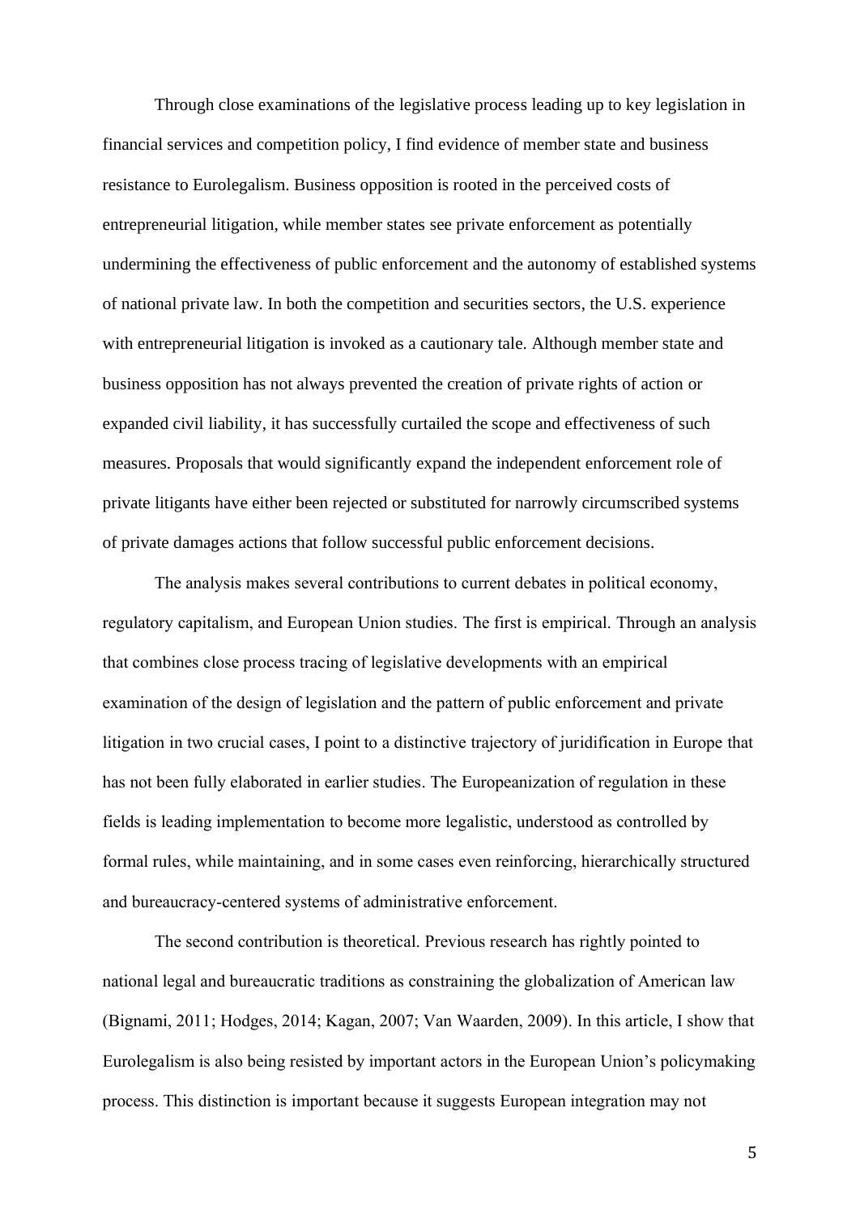Through close examinations of the legislative process leading up to key legislation in financial services and competition policy, I find evidence of member state and business resistance to Eurolegalism. Business opposition is rooted in the perceived costs of entrepreneurial litigation, while member states see private enforcement as potentially undermining the effectiveness of public enforcement and the autonomy of established systems of national private law. In both the competition and securities sectors, the U.S. experience with entrepreneurial litigation is invoked as a cautionary tale. Although member state and business opposition has not always prevented the creation of private rights of action or expanded civil liability, it has successfully curtailed the scope and effectiveness of such measures. Proposals that would significantly expand the independent enforcement role of private litigants have either been rejected or substituted for narrowly circumscribed systems of private damages actions that follow successful public enforcement decisions.

The analysis makes several contributions to current debates in political economy, regulatory capitalism, and European Union studies. The first is empirical. Through an analysis that combines close process tracing of legislative developments with an empirical examination of the design of legislation and the pattern of public enforcement and private litigation in two crucial cases, I point to a distinctive trajectory of juridification in Europe that has not been fully elaborated in earlier studies. The Europeanization of regulation in these fields is leading implementation to become more legalistic, understood as controlled by formal rules, while maintaining, and in some cases even reinforcing, hierarchically structured and bureaucracy-centered systems of administrative enforcement.

The second contribution is theoretical. Previous research has rightly pointed to national legal and bureaucratic traditions as constraining the globalization of American law (Bignami, 2011; Hodges, 2014; Kagan, 2007; Van Waarden, 2009). In this article, I show that Eurolegalism is also being resisted by important actors in the European Union's policymaking process. This distinction is important because it suggests European integration may not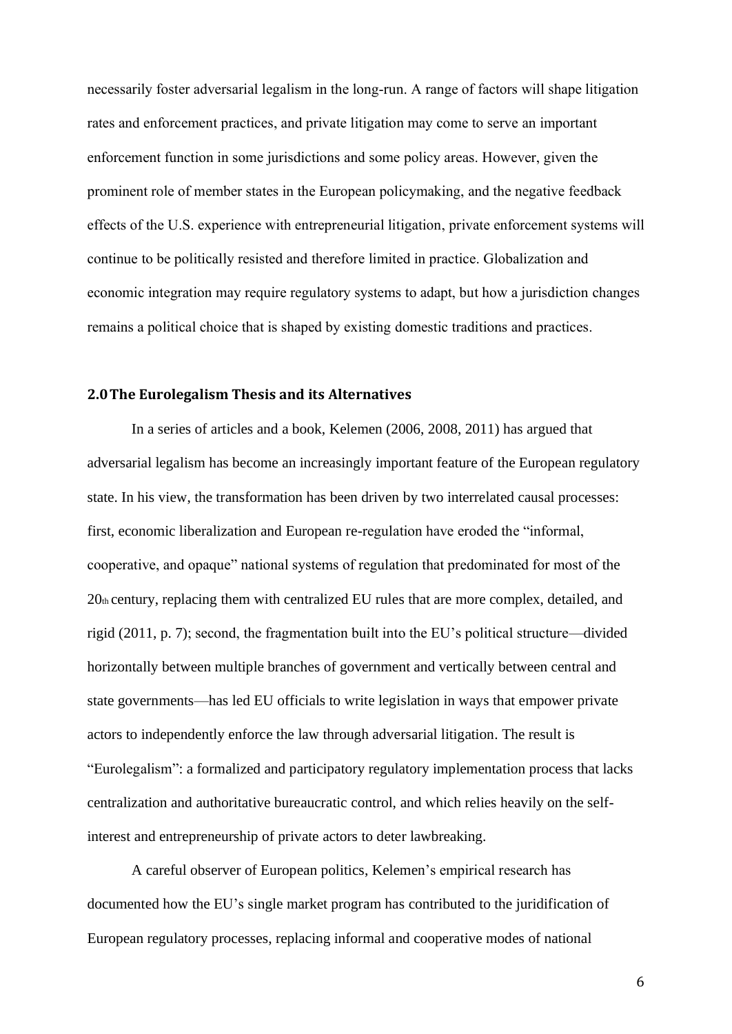necessarily foster adversarial legalism in the long-run. A range of factors will shape litigation rates and enforcement practices, and private litigation may come to serve an important enforcement function in some jurisdictions and some policy areas. However, given the prominent role of member states in the European policymaking, and the negative feedback effects of the U.S. experience with entrepreneurial litigation, private enforcement systems will continue to be politically resisted and therefore limited in practice. Globalization and economic integration may require regulatory systems to adapt, but how a jurisdiction changes remains a political choice that is shaped by existing domestic traditions and practices.

## 2.0 The Eurolegalism Thesis and its Alternatives

In a series of articles and a book, Kelemen (2006, 2008, 2011) has argued that adversarial legalism has become an increasingly important feature of the European regulatory state. In his view, the transformation has been driven by two interrelated causal processes: first, economic liberalization and European re-regulation have eroded the "informal, cooperative, and opaque" national systems of regulation that predominated for most of the 20th century, replacing them with centralized EU rules that are more complex, detailed, and rigid (2011, p. 7); second, the fragmentation built into the EU's political structure—divided horizontally between multiple branches of government and vertically between central and state governments—has led EU officials to write legislation in ways that empower private actors to independently enforce the law through adversarial litigation. The result is "Eurolegalism": a formalized and participatory regulatory implementation process that lacks centralization and authoritative bureaucratic control, and which relies heavily on the self-interest and entrepreneurship of private actors to deter lawbreaking.

A careful observer of European politics, Kelemen's empirical research has documented how the EU's single market program has contributed to the juridification of European regulatory processes, replacing informal and cooperative modes of national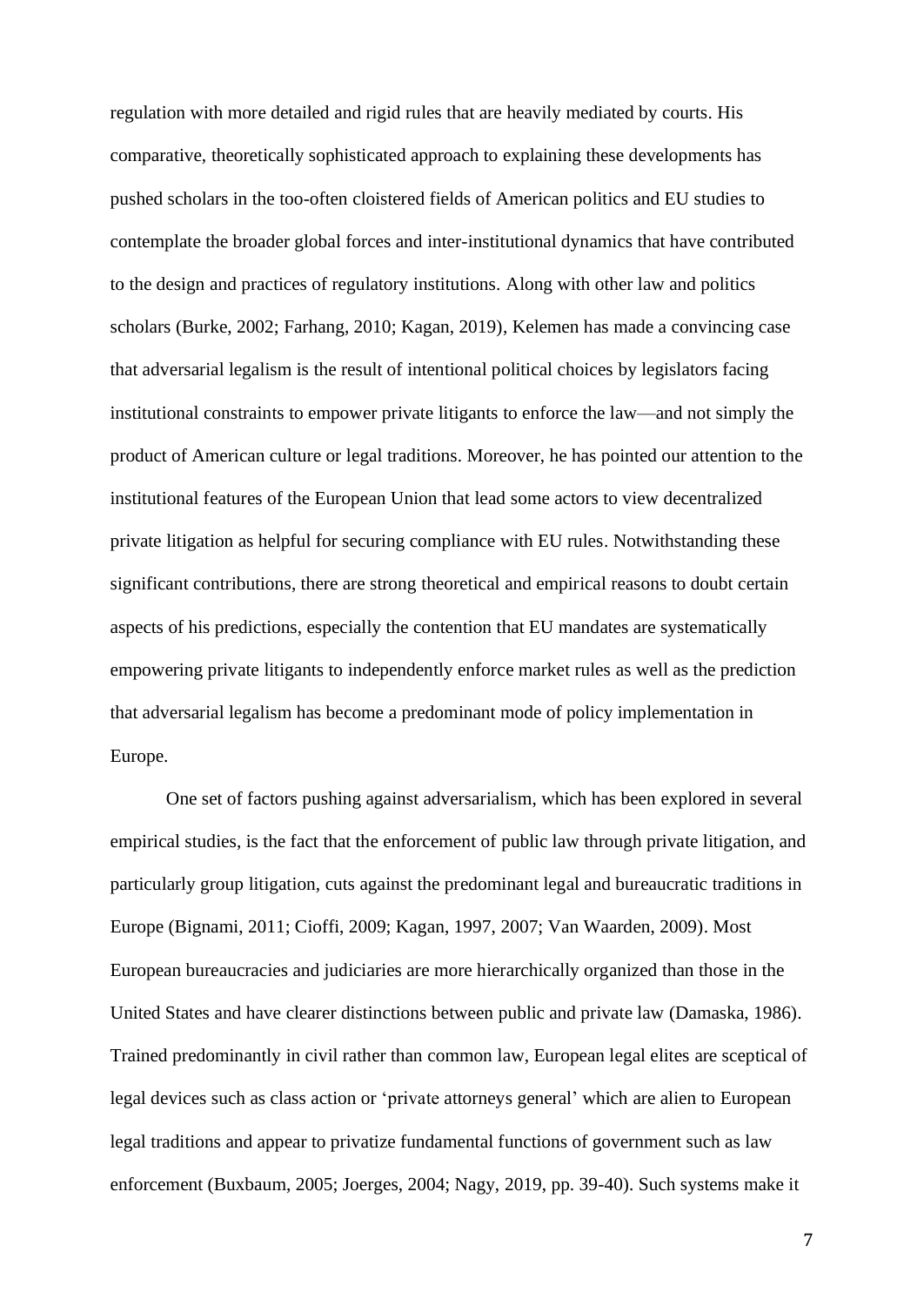regulation with more detailed and rigid rules that are heavily mediated by courts. His comparative, theoretically sophisticated approach to explaining these developments has pushed scholars in the too-often cloistered fields of American politics and EU studies to contemplate the broader global forces and inter-institutional dynamics that have contributed to the design and practices of regulatory institutions. Along with other law and politics scholars (Burke, 2002; Farhang, 2010; Kagan, 2019), Kelemen has made a convincing case that adversarial legalism is the result of intentional political choices by legislators facing institutional constraints to empower private litigants to enforce the law—and not simply the product of American culture or legal traditions. Moreover, he has pointed our attention to the institutional features of the European Union that lead some actors to view decentralized private litigation as helpful for securing compliance with EU rules. Notwithstanding these significant contributions, there are strong theoretical and empirical reasons to doubt certain aspects of his predictions, especially the contention that EU mandates are systematically empowering private litigants to independently enforce market rules as well as the prediction that adversarial legalism has become a predominant mode of policy implementation in Europe.

One set of factors pushing against adversarialism, which has been explored in several empirical studies, is the fact that the enforcement of public law through private litigation, and particularly group litigation, cuts against the predominant legal and bureaucratic traditions in Europe (Bignami, 2011; Cioffi, 2009; Kagan, 1997, 2007; Van Waarden, 2009). Most European bureaucracies and judiciaries are more hierarchically organized than those in the United States and have clearer distinctions between public and private law (Damaska, 1986). Trained predominantly in civil rather than common law, European legal elites are sceptical of legal devices such as class action or 'private attorneys general' which are alien to European legal traditions and appear to privatize fundamental functions of government such as law enforcement (Buxbaum, 2005; Joerges, 2004; Nagy, 2019, pp. 39-40). Such systems make it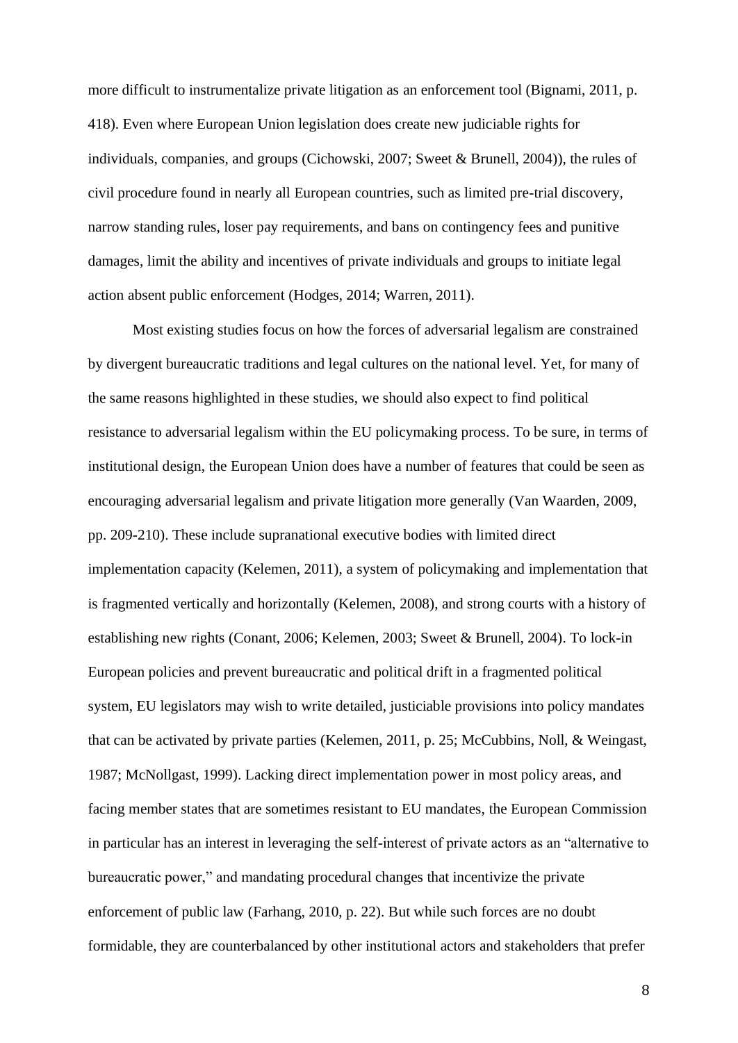more difficult to instrumentalize private litigation as an enforcement tool (Bignami, 2011, p. 418). Even where European Union legislation does create new judiciable rights for individuals, companies, and groups (Cichowski, 2007; Sweet & Brunell, 2004)), the rules of civil procedure found in nearly all European countries, such as limited pre-trial discovery, narrow standing rules, loser pay requirements, and bans on contingency fees and punitive damages, limit the ability and incentives of private individuals and groups to initiate legal action absent public enforcement (Hodges, 2014; Warren, 2011).

Most existing studies focus on how the forces of adversarial legalism are constrained by divergent bureaucratic traditions and legal cultures on the national level. Yet, for many of the same reasons highlighted in these studies, we should also expect to find political resistance to adversarial legalism within the EU policymaking process. To be sure, in terms of institutional design, the European Union does have a number of features that could be seen as encouraging adversarial legalism and private litigation more generally (Van Waarden, 2009, pp. 209-210). These include supranational executive bodies with limited direct implementation capacity (Kelemen, 2011), a system of policymaking and implementation that is fragmented vertically and horizontally (Kelemen, 2008), and strong courts with a history of establishing new rights (Conant, 2006; Kelemen, 2003; Sweet & Brunell, 2004). To lock-in European policies and prevent bureaucratic and political drift in a fragmented political system, EU legislators may wish to write detailed, justiciable provisions into policy mandates that can be activated by private parties (Kelemen, 2011, p. 25; McCubbins, Noll, & Weingast, 1987; McNollgast, 1999). Lacking direct implementation power in most policy areas, and facing member states that are sometimes resistant to EU mandates, the European Commission in particular has an interest in leveraging the self-interest of private actors as an "alternative to bureaucratic power," and mandating procedural changes that incentivize the private enforcement of public law (Farhang, 2010, p. 22). But while such forces are no doubt formidable, they are counterbalanced by other institutional actors and stakeholders that prefer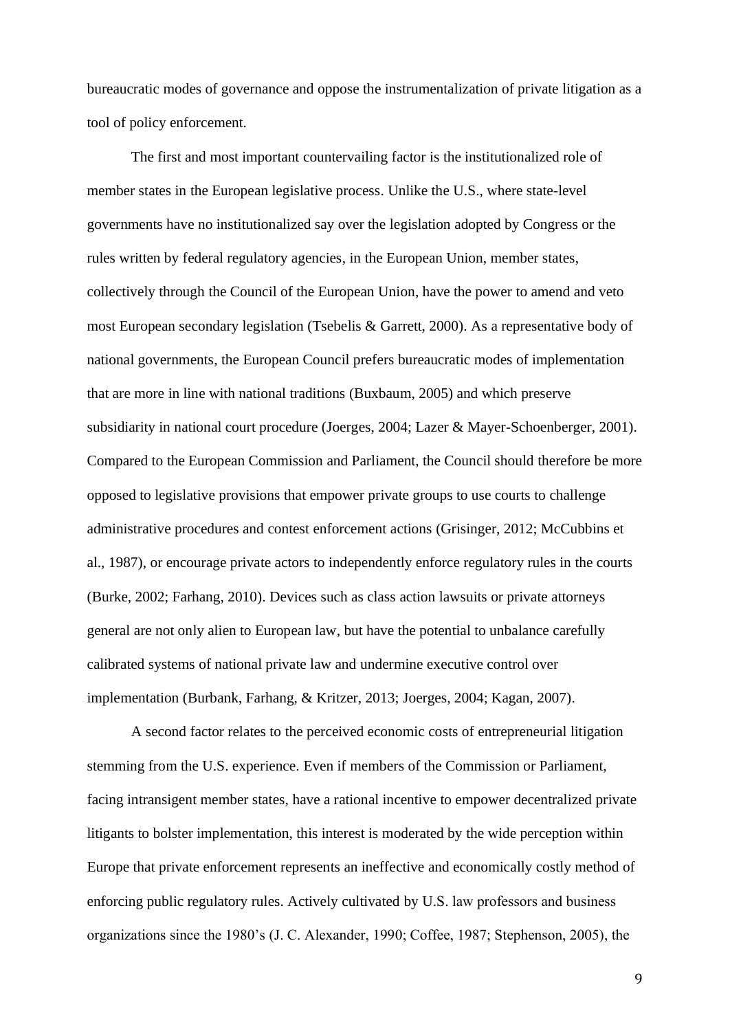bureaucratic modes of governance and oppose the instrumentalization of private litigation as a tool of policy enforcement.

The first and most important countervailing factor is the institutionalized role of member states in the European legislative process. Unlike the U.S., where state-level governments have no institutionalized say over the legislation adopted by Congress or the rules written by federal regulatory agencies, in the European Union, member states, collectively through the Council of the European Union, have the power to amend and veto most European secondary legislation (Tsebelis & Garrett, 2000). As a representative body of national governments, the European Council prefers bureaucratic modes of implementation that are more in line with national traditions (Buxbaum, 2005) and which preserve subsidiarity in national court procedure (Joerges, 2004; Lazer & Mayer-Schoenberger, 2001). Compared to the European Commission and Parliament, the Council should therefore be more opposed to legislative provisions that empower private groups to use courts to challenge administrative procedures and contest enforcement actions (Grisinger, 2012; McCubbins et al., 1987), or encourage private actors to independently enforce regulatory rules in the courts (Burke, 2002; Farhang, 2010). Devices such as class action lawsuits or private attorneys general are not only alien to European law, but have the potential to unbalance carefully calibrated systems of national private law and undermine executive control over implementation (Burbank, Farhang, & Kritzer, 2013; Joerges, 2004; Kagan, 2007).

A second factor relates to the perceived economic costs of entrepreneurial litigation stemming from the U.S. experience. Even if members of the Commission or Parliament, facing intransigent member states, have a rational incentive to empower decentralized private litigants to bolster implementation, this interest is moderated by the wide perception within Europe that private enforcement represents an ineffective and economically costly method of enforcing public regulatory rules. Actively cultivated by U.S. law professors and business organizations since the 1980's (J. C. Alexander, 1990; Coffee, 1987; Stephenson, 2005), the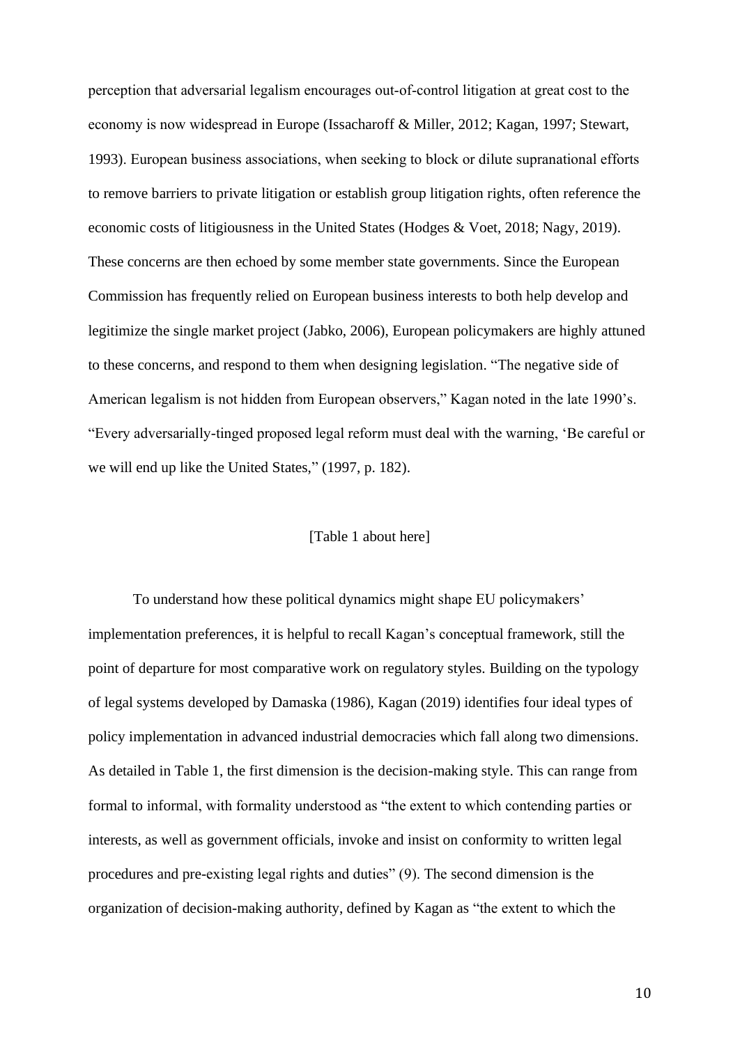perception that adversarial legalism encourages out-of-control litigation at great cost to the economy is now widespread in Europe (Issacharoff & Miller, 2012; Kagan, 1997; Stewart, 1993). European business associations, when seeking to block or dilute supranational efforts to remove barriers to private litigation or establish group litigation rights, often reference the economic costs of litigiousness in the United States (Hodges & Voet, 2018; Nagy, 2019). These concerns are then echoed by some member state governments. Since the European Commission has frequently relied on European business interests to both help develop and legitimize the single market project (Jabko, 2006), European policymakers are highly attuned to these concerns, and respond to them when designing legislation. "The negative side of American legalism is not hidden from European observers," Kagan noted in the late 1990's. "Every adversarially-tinged proposed legal reform must deal with the warning, 'Be careful or we will end up like the United States," (1997, p. 182).

[Table 1 about here]

To understand how these political dynamics might shape EU policymakers' implementation preferences, it is helpful to recall Kagan's conceptual framework, still the point of departure for most comparative work on regulatory styles. Building on the typology of legal systems developed by Damaska (1986), Kagan (2019) identifies four ideal types of policy implementation in advanced industrial democracies which fall along two dimensions. As detailed in Table 1, the first dimension is the decision-making style. This can range from formal to informal, with formality understood as "the extent to which contending parties or interests, as well as government officials, invoke and insist on conformity to written legal procedures and pre-existing legal rights and duties" (9). The second dimension is the organization of decision-making authority, defined by Kagan as "the extent to which the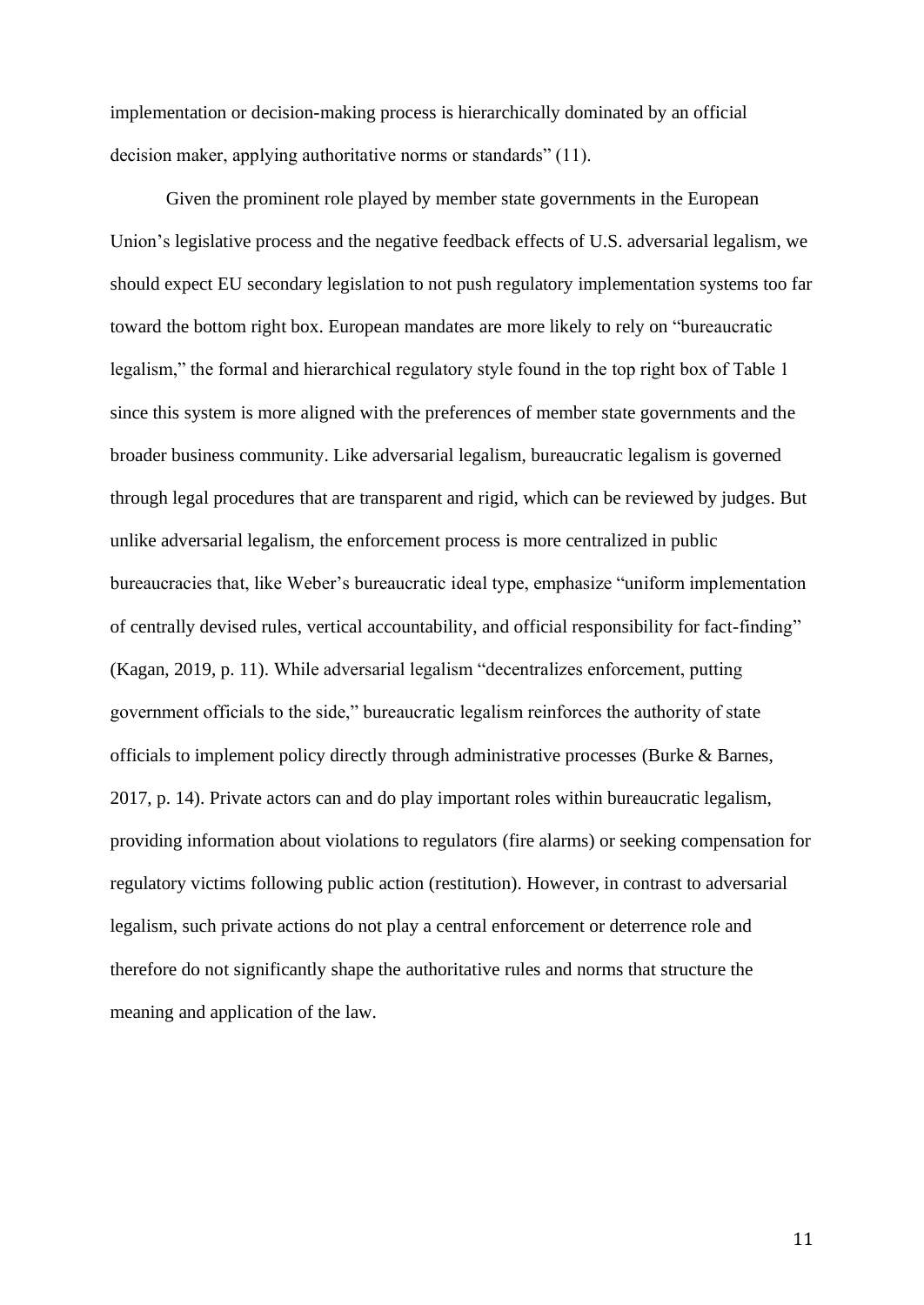implementation or decision-making process is hierarchically dominated by an official decision maker, applying authoritative norms or standards" (11).

Given the prominent role played by member state governments in the European Union's legislative process and the negative feedback effects of U.S. adversarial legalism, we should expect EU secondary legislation to not push regulatory implementation systems too far toward the bottom right box. European mandates are more likely to rely on "bureaucratic legalism," the formal and hierarchical regulatory style found in the top right box of Table 1 since this system is more aligned with the preferences of member state governments and the broader business community. Like adversarial legalism, bureaucratic legalism is governed through legal procedures that are transparent and rigid, which can be reviewed by judges. But unlike adversarial legalism, the enforcement process is more centralized in public bureaucracies that, like Weber's bureaucratic ideal type, emphasize "uniform implementation of centrally devised rules, vertical accountability, and official responsibility for fact-finding" (Kagan, 2019, p. 11). While adversarial legalism "decentralizes enforcement, putting government officials to the side," bureaucratic legalism reinforces the authority of state officials to implement policy directly through administrative processes (Burke & Barnes, 2017, p. 14). Private actors can and do play important roles within bureaucratic legalism, providing information about violations to regulators (fire alarms) or seeking compensation for regulatory victims following public action (restitution). However, in contrast to adversarial legalism, such private actions do not play a central enforcement or deterrence role and therefore do not significantly shape the authoritative rules and norms that structure the meaning and application of the law.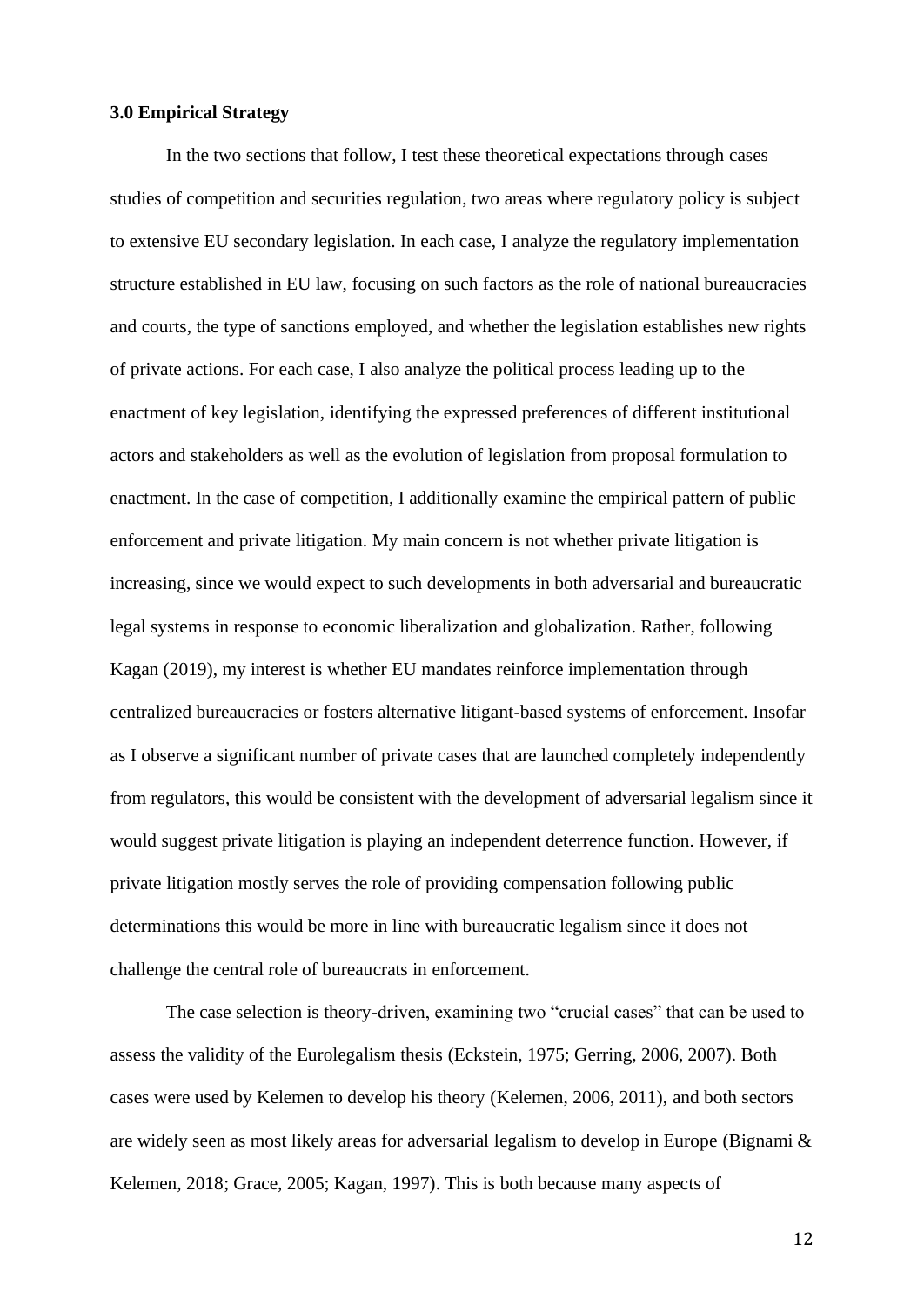**3.0 Empirical Strategy**

In the two sections that follow, I test these theoretical expectations through cases studies of competition and securities regulation, two areas where regulatory policy is subject to extensive EU secondary legislation. In each case, I analyze the regulatory implementation structure established in EU law, focusing on such factors as the role of national bureaucracies and courts, the type of sanctions employed, and whether the legislation establishes new rights of private actions. For each case, I also analyze the political process leading up to the enactment of key legislation, identifying the expressed preferences of different institutional actors and stakeholders as well as the evolution of legislation from proposal formulation to enactment. In the case of competition, I additionally examine the empirical pattern of public enforcement and private litigation. My main concern is not whether private litigation is increasing, since we would expect to such developments in both adversarial and bureaucratic legal systems in response to economic liberalization and globalization. Rather, following Kagan (2019), my interest is whether EU mandates reinforce implementation through centralized bureaucracies or fosters alternative litigant-based systems of enforcement. Insofar as I observe a significant number of private cases that are launched completely independently from regulators, this would be consistent with the development of adversarial legalism since it would suggest private litigation is playing an independent deterrence function. However, if private litigation mostly serves the role of providing compensation following public determinations this would be more in line with bureaucratic legalism since it does not challenge the central role of bureaucrats in enforcement.

The case selection is theory-driven, examining two "crucial cases" that can be used to assess the validity of the Eurolegalism thesis (Eckstein, 1975; Gerring, 2006, 2007). Both cases were used by Kelemen to develop his theory (Kelemen, 2006, 2011), and both sectors are widely seen as most likely areas for adversarial legalism to develop in Europe (Bignami & Kelemen, 2018; Grace, 2005; Kagan, 1997). This is both because many aspects of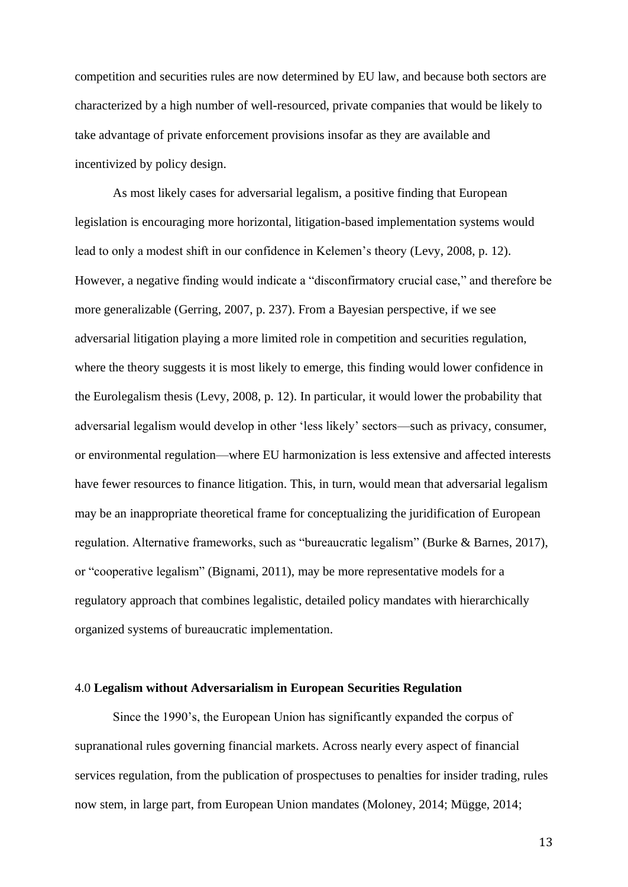competition and securities rules are now determined by EU law, and because both sectors are characterized by a high number of well-resourced, private companies that would be likely to take advantage of private enforcement provisions insofar as they are available and incentivized by policy design.

As most likely cases for adversarial legalism, a positive finding that European legislation is encouraging more horizontal, litigation-based implementation systems would lead to only a modest shift in our confidence in Kelemen's theory (Levy, 2008, p. 12). However, a negative finding would indicate a "disconfirmatory crucial case," and therefore be more generalizable (Gerring, 2007, p. 237). From a Bayesian perspective, if we see adversarial litigation playing a more limited role in competition and securities regulation, where the theory suggests it is most likely to emerge, this finding would lower confidence in the Eurolegalism thesis (Levy, 2008, p. 12). In particular, it would lower the probability that adversarial legalism would develop in other 'less likely' sectors—such as privacy, consumer, or environmental regulation—where EU harmonization is less extensive and affected interests have fewer resources to finance litigation. This, in turn, would mean that adversarial legalism may be an inappropriate theoretical frame for conceptualizing the juridification of European regulation. Alternative frameworks, such as "bureaucratic legalism" (Burke & Barnes, 2017), or "cooperative legalism" (Bignami, 2011), may be more representative models for a regulatory approach that combines legalistic, detailed policy mandates with hierarchically organized systems of bureaucratic implementation.

## 4.0 **Legalism without Adversarialism in European Securities Regulation**

Since the 1990's, the European Union has significantly expanded the corpus of supranational rules governing financial markets. Across nearly every aspect of financial services regulation, from the publication of prospectuses to penalties for insider trading, rules now stem, in large part, from European Union mandates (Moloney, 2014; Mügge, 2014;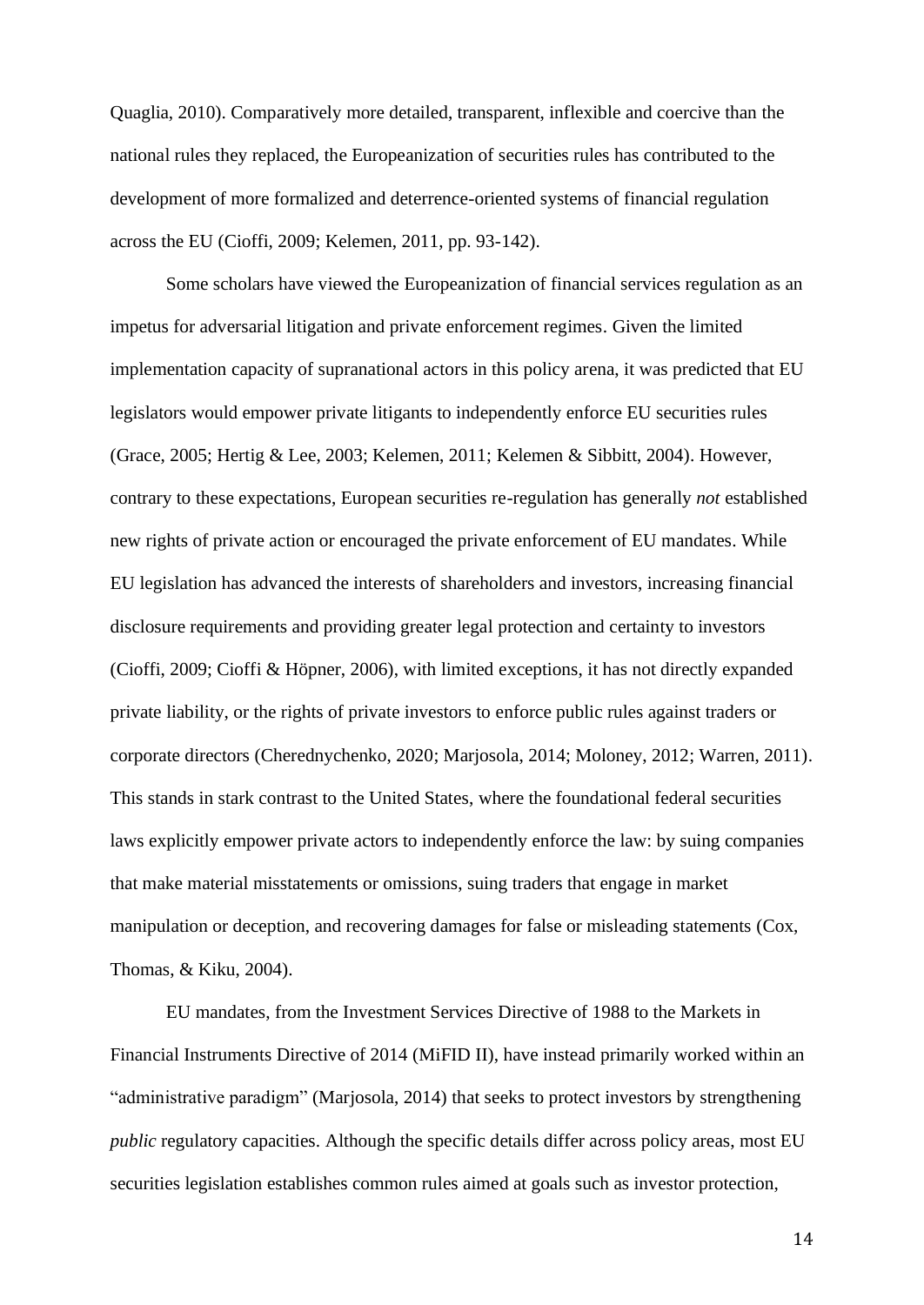Quaglia, 2010). Comparatively more detailed, transparent, inflexible and coercive than the national rules they replaced, the Europeanization of securities rules has contributed to the development of more formalized and deterrence-oriented systems of financial regulation across the EU (Cioffi, 2009; Kelemen, 2011, pp. 93-142).

Some scholars have viewed the Europeanization of financial services regulation as an impetus for adversarial litigation and private enforcement regimes. Given the limited implementation capacity of supranational actors in this policy arena, it was predicted that EU legislators would empower private litigants to independently enforce EU securities rules (Grace, 2005; Hertig & Lee, 2003; Kelemen, 2011; Kelemen & Sibbitt, 2004). However, contrary to these expectations, European securities re-regulation has generally *not* established new rights of private action or encouraged the private enforcement of EU mandates. While EU legislation has advanced the interests of shareholders and investors, increasing financial disclosure requirements and providing greater legal protection and certainty to investors (Cioffi, 2009; Cioffi & Höpner, 2006), with limited exceptions, it has not directly expanded private liability, or the rights of private investors to enforce public rules against traders or corporate directors (Cherednychenko, 2020; Marjosola, 2014; Moloney, 2012; Warren, 2011). This stands in stark contrast to the United States, where the foundational federal securities laws explicitly empower private actors to independently enforce the law: by suing companies that make material misstatements or omissions, suing traders that engage in market manipulation or deception, and recovering damages for false or misleading statements (Cox, Thomas, & Kiku, 2004).

EU mandates, from the Investment Services Directive of 1988 to the Markets in Financial Instruments Directive of 2014 (MiFID II), have instead primarily worked within an "administrative paradigm" (Marjosola, 2014) that seeks to protect investors by strengthening *public* regulatory capacities. Although the specific details differ across policy areas, most EU securities legislation establishes common rules aimed at goals such as investor protection,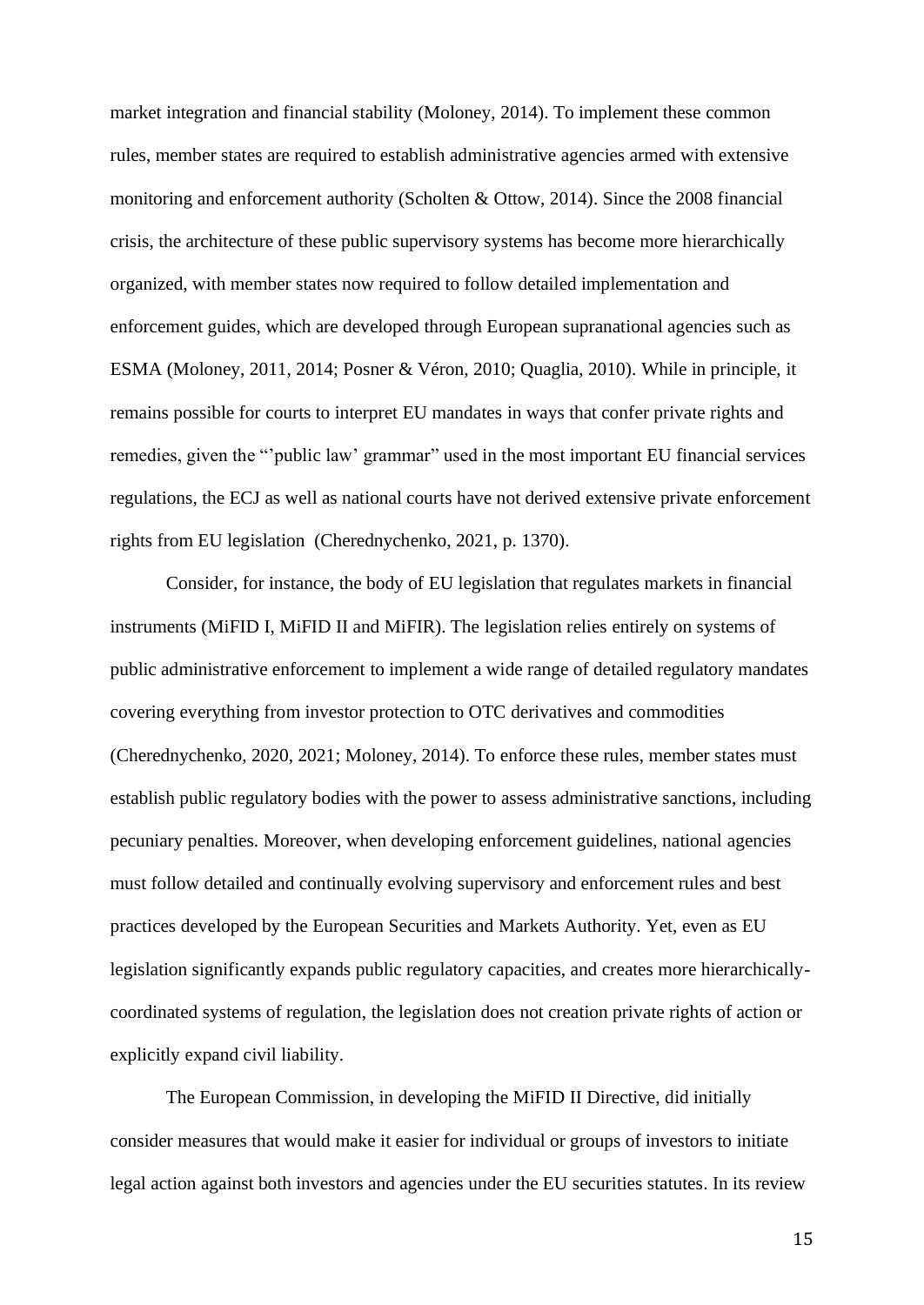market integration and financial stability (Moloney, 2014). To implement these common rules, member states are required to establish administrative agencies armed with extensive monitoring and enforcement authority (Scholten & Ottow, 2014). Since the 2008 financial crisis, the architecture of these public supervisory systems has become more hierarchically organized, with member states now required to follow detailed implementation and enforcement guides, which are developed through European supranational agencies such as ESMA (Moloney, 2011, 2014; Posner & Véron, 2010; Quaglia, 2010). While in principle, it remains possible for courts to interpret EU mandates in ways that confer private rights and remedies, given the "'public law' grammar" used in the most important EU financial services regulations, the ECJ as well as national courts have not derived extensive private enforcement rights from EU legislation (Cherednychenko, 2021, p. 1370).

Consider, for instance, the body of EU legislation that regulates markets in financial instruments (MiFID I, MiFID II and MiFIR). The legislation relies entirely on systems of public administrative enforcement to implement a wide range of detailed regulatory mandates covering everything from investor protection to OTC derivatives and commodities (Cherednychenko, 2020, 2021; Moloney, 2014). To enforce these rules, member states must establish public regulatory bodies with the power to assess administrative sanctions, including pecuniary penalties. Moreover, when developing enforcement guidelines, national agencies must follow detailed and continually evolving supervisory and enforcement rules and best practices developed by the European Securities and Markets Authority. Yet, even as EU legislation significantly expands public regulatory capacities, and creates more hierarchically-coordinated systems of regulation, the legislation does not creation private rights of action or explicitly expand civil liability.

The European Commission, in developing the MiFID II Directive, did initially consider measures that would make it easier for individual or groups of investors to initiate legal action against both investors and agencies under the EU securities statutes. In its review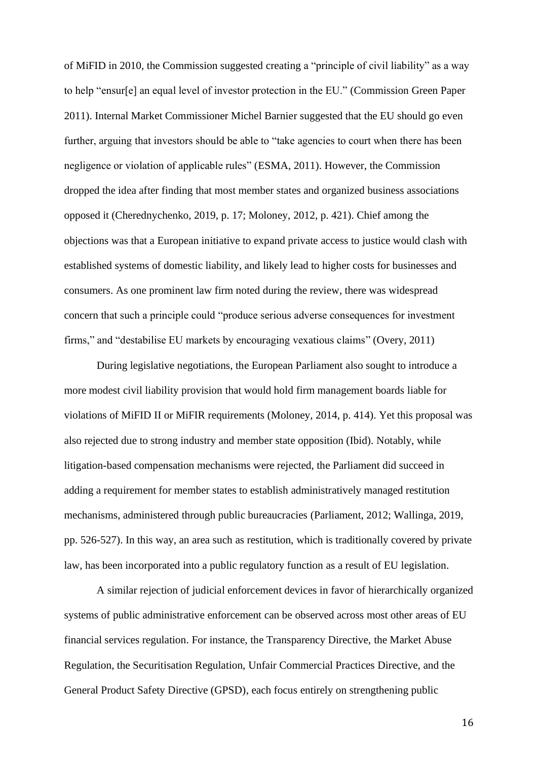of MiFID in 2010, the Commission suggested creating a "principle of civil liability" as a way to help "ensur[e] an equal level of investor protection in the EU." (Commission Green Paper 2011). Internal Market Commissioner Michel Barnier suggested that the EU should go even further, arguing that investors should be able to "take agencies to court when there has been negligence or violation of applicable rules" (ESMA, 2011). However, the Commission dropped the idea after finding that most member states and organized business associations opposed it (Cherednychenko, 2019, p. 17; Moloney, 2012, p. 421). Chief among the objections was that a European initiative to expand private access to justice would clash with established systems of domestic liability, and likely lead to higher costs for businesses and consumers. As one prominent law firm noted during the review, there was widespread concern that such a principle could "produce serious adverse consequences for investment firms," and "destabilise EU markets by encouraging vexatious claims" (Overy, 2011)

During legislative negotiations, the European Parliament also sought to introduce a more modest civil liability provision that would hold firm management boards liable for violations of MiFID II or MiFIR requirements (Moloney, 2014, p. 414). Yet this proposal was also rejected due to strong industry and member state opposition (Ibid). Notably, while litigation-based compensation mechanisms were rejected, the Parliament did succeed in adding a requirement for member states to establish administratively managed restitution mechanisms, administered through public bureaucracies (Parliament, 2012; Wallinga, 2019, pp. 526-527). In this way, an area such as restitution, which is traditionally covered by private law, has been incorporated into a public regulatory function as a result of EU legislation.

A similar rejection of judicial enforcement devices in favor of hierarchically organized systems of public administrative enforcement can be observed across most other areas of EU financial services regulation. For instance, the Transparency Directive, the Market Abuse Regulation, the Securitisation Regulation, Unfair Commercial Practices Directive, and the General Product Safety Directive (GPSD), each focus entirely on strengthening public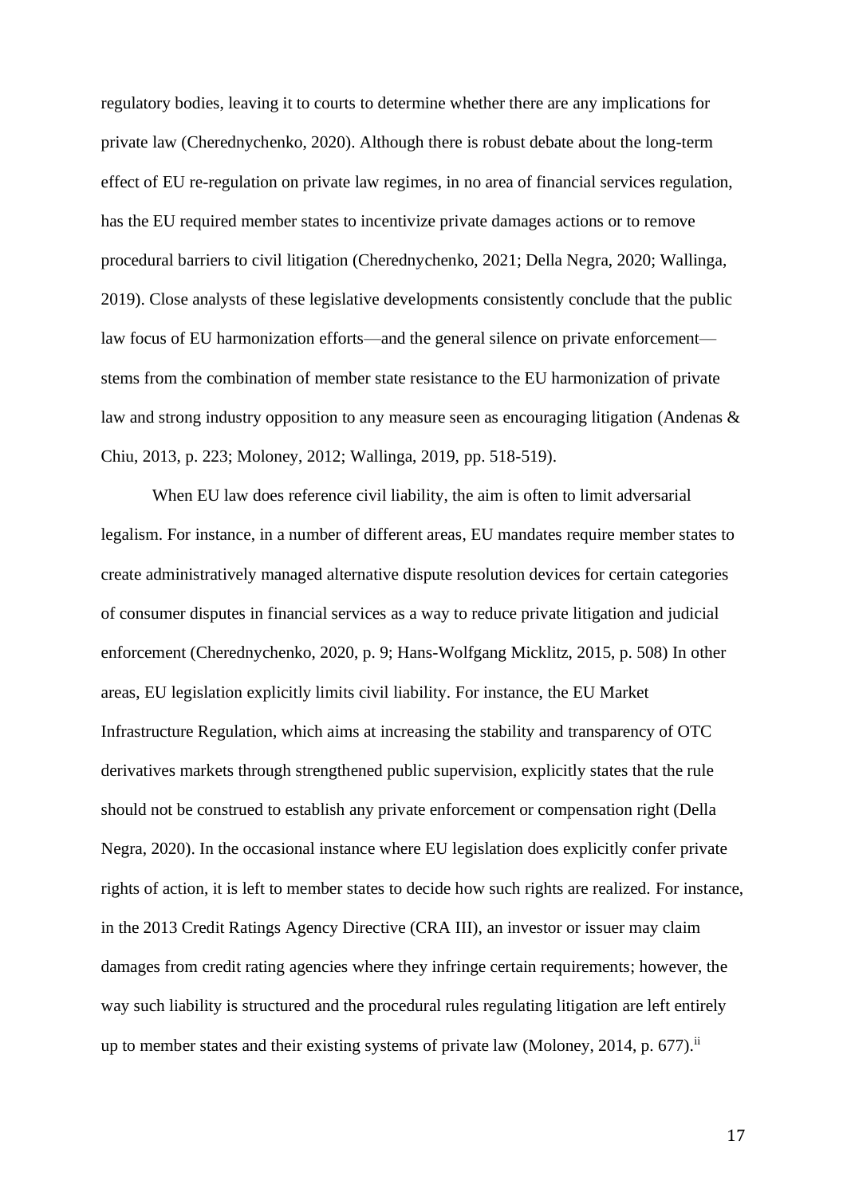regulatory bodies, leaving it to courts to determine whether there are any implications for private law (Cherednychenko, 2020). Although there is robust debate about the long-term effect of EU re-regulation on private law regimes, in no area of financial services regulation, has the EU required member states to incentivize private damages actions or to remove procedural barriers to civil litigation (Cherednychenko, 2021; Della Negra, 2020; Wallinga, 2019). Close analysts of these legislative developments consistently conclude that the public law focus of EU harmonization efforts—and the general silence on private enforcement—stems from the combination of member state resistance to the EU harmonization of private law and strong industry opposition to any measure seen as encouraging litigation (Andenas & Chiu, 2013, p. 223; Moloney, 2012; Wallinga, 2019, pp. 518-519).

When EU law does reference civil liability, the aim is often to limit adversarial legalism. For instance, in a number of different areas, EU mandates require member states to create administratively managed alternative dispute resolution devices for certain categories of consumer disputes in financial services as a way to reduce private litigation and judicial enforcement (Cherednychenko, 2020, p. 9; Hans-Wolfgang Micklitz, 2015, p. 508) In other areas, EU legislation explicitly limits civil liability. For instance, the EU Market Infrastructure Regulation, which aims at increasing the stability and transparency of OTC derivatives markets through strengthened public supervision, explicitly states that the rule should not be construed to establish any private enforcement or compensation right (Della Negra, 2020). In the occasional instance where EU legislation does explicitly confer private rights of action, it is left to member states to decide how such rights are realized. For instance, in the 2013 Credit Ratings Agency Directive (CRA III), an investor or issuer may claim damages from credit rating agencies where they infringe certain requirements; however, the way such liability is structured and the procedural rules regulating litigation are left entirely up to member states and their existing systems of private law (Moloney, 2014, p. 677).[ii]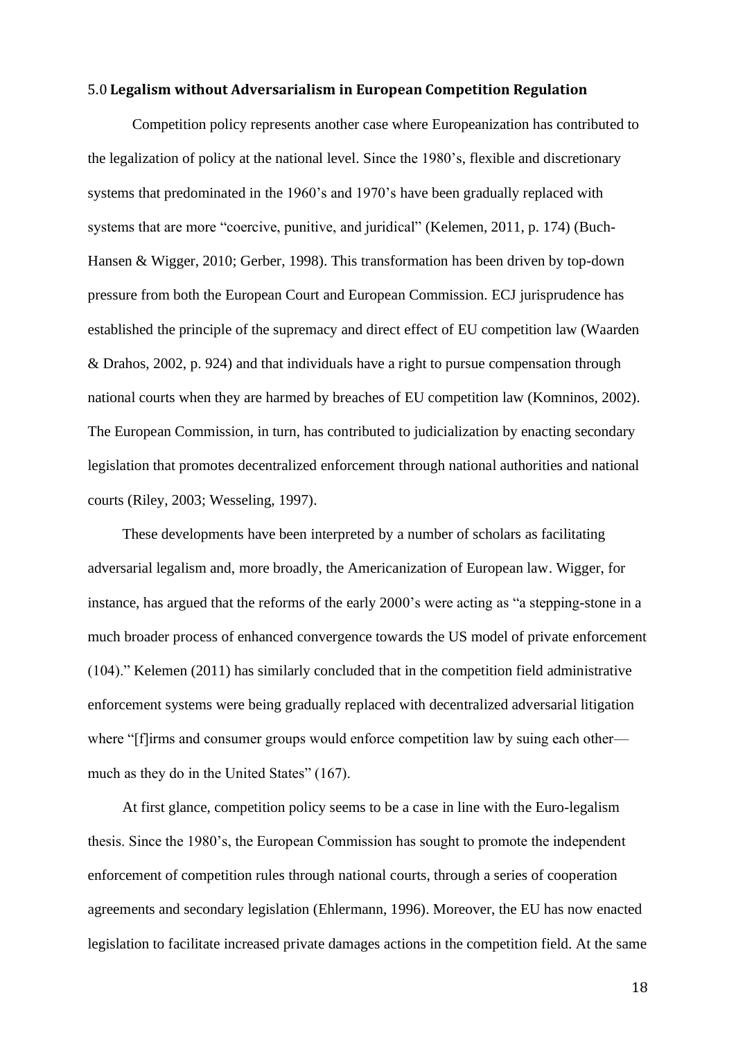## 5.0 **Legalism without Adversarialism in European Competition Regulation**

Competition policy represents another case where Europeanization has contributed to the legalization of policy at the national level. Since the 1980's, flexible and discretionary systems that predominated in the 1960's and 1970's have been gradually replaced with systems that are more "coercive, punitive, and juridical" (Kelemen, 2011, p. 174) (Buch-Hansen & Wigger, 2010; Gerber, 1998). This transformation has been driven by top-down pressure from both the European Court and European Commission. ECJ jurisprudence has established the principle of the supremacy and direct effect of EU competition law (Waarden & Drahos, 2002, p. 924) and that individuals have a right to pursue compensation through national courts when they are harmed by breaches of EU competition law (Komninos, 2002). The European Commission, in turn, has contributed to judicialization by enacting secondary legislation that promotes decentralized enforcement through national authorities and national courts (Riley, 2003; Wesseling, 1997).

These developments have been interpreted by a number of scholars as facilitating adversarial legalism and, more broadly, the Americanization of European law. Wigger, for instance, has argued that the reforms of the early 2000's were acting as "a stepping-stone in a much broader process of enhanced convergence towards the US model of private enforcement (104)." Kelemen (2011) has similarly concluded that in the competition field administrative enforcement systems were being gradually replaced with decentralized adversarial litigation where "[f]irms and consumer groups would enforce competition law by suing each other—much as they do in the United States" (167).

At first glance, competition policy seems to be a case in line with the Euro-legalism thesis. Since the 1980's, the European Commission has sought to promote the independent enforcement of competition rules through national courts, through a series of cooperation agreements and secondary legislation (Ehlermann, 1996). Moreover, the EU has now enacted legislation to facilitate increased private damages actions in the competition field. At the same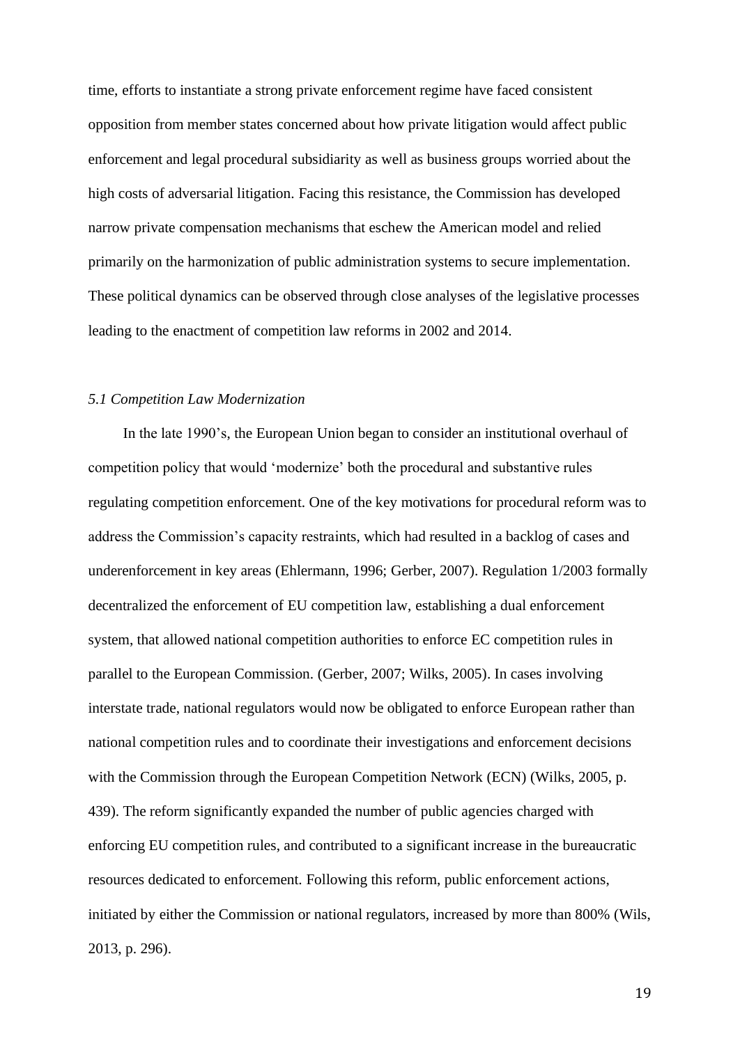time, efforts to instantiate a strong private enforcement regime have faced consistent opposition from member states concerned about how private litigation would affect public enforcement and legal procedural subsidiarity as well as business groups worried about the high costs of adversarial litigation. Facing this resistance, the Commission has developed narrow private compensation mechanisms that eschew the American model and relied primarily on the harmonization of public administration systems to secure implementation. These political dynamics can be observed through close analyses of the legislative processes leading to the enactment of competition law reforms in 2002 and 2014.

### *5.1 Competition Law Modernization*

In the late 1990's, the European Union began to consider an institutional overhaul of competition policy that would 'modernize' both the procedural and substantive rules regulating competition enforcement. One of the key motivations for procedural reform was to address the Commission's capacity restraints, which had resulted in a backlog of cases and underenforcement in key areas (Ehlermann, 1996; Gerber, 2007). Regulation 1/2003 formally decentralized the enforcement of EU competition law, establishing a dual enforcement system, that allowed national competition authorities to enforce EC competition rules in parallel to the European Commission. (Gerber, 2007; Wilks, 2005). In cases involving interstate trade, national regulators would now be obligated to enforce European rather than national competition rules and to coordinate their investigations and enforcement decisions with the Commission through the European Competition Network (ECN) (Wilks, 2005, p. 439). The reform significantly expanded the number of public agencies charged with enforcing EU competition rules, and contributed to a significant increase in the bureaucratic resources dedicated to enforcement. Following this reform, public enforcement actions, initiated by either the Commission or national regulators, increased by more than 800% (Wils, 2013, p. 296).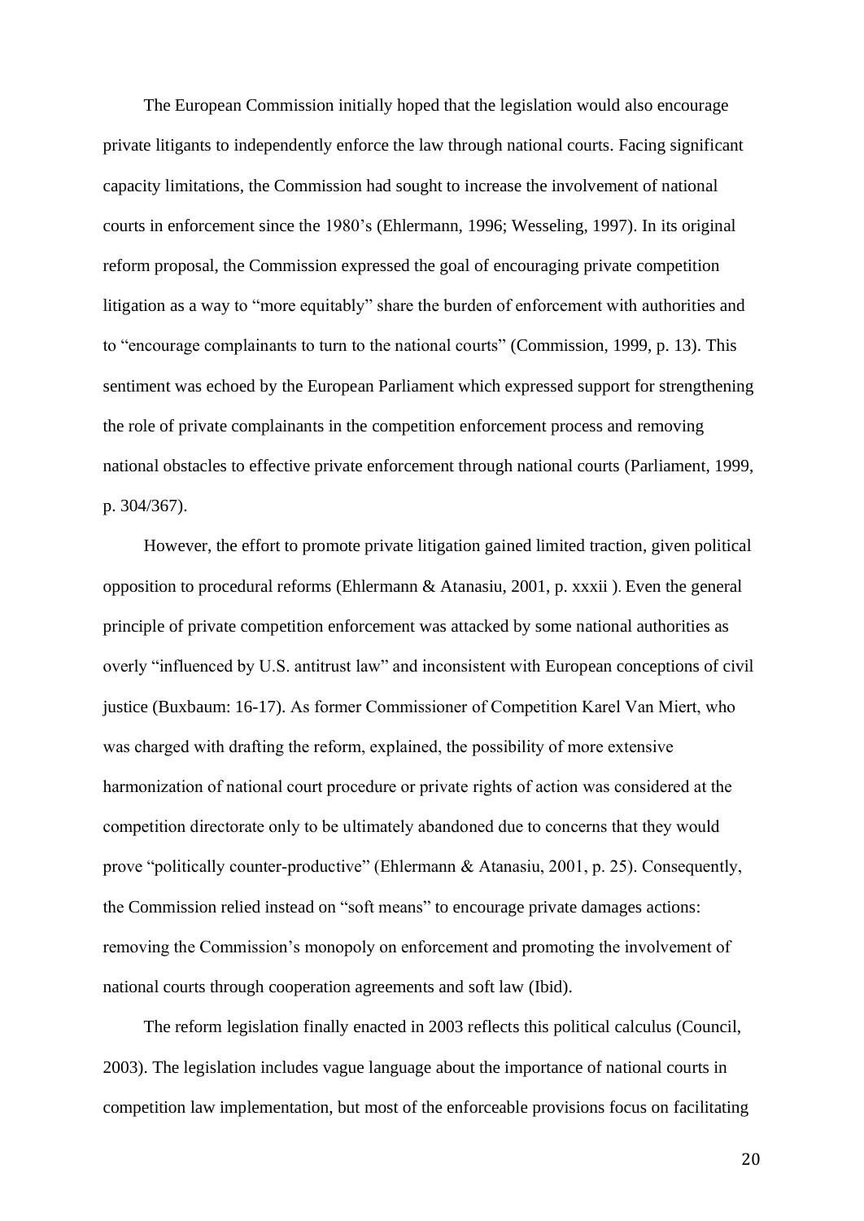The European Commission initially hoped that the legislation would also encourage private litigants to independently enforce the law through national courts. Facing significant capacity limitations, the Commission had sought to increase the involvement of national courts in enforcement since the 1980's (Ehlermann, 1996; Wesseling, 1997). In its original reform proposal, the Commission expressed the goal of encouraging private competition litigation as a way to "more equitably" share the burden of enforcement with authorities and to "encourage complainants to turn to the national courts" (Commission, 1999, p. 13). This sentiment was echoed by the European Parliament which expressed support for strengthening the role of private complainants in the competition enforcement process and removing national obstacles to effective private enforcement through national courts (Parliament, 1999, p. 304/367).

However, the effort to promote private litigation gained limited traction, given political opposition to procedural reforms (Ehlermann & Atanasiu, 2001, p. xxxii ). Even the general principle of private competition enforcement was attacked by some national authorities as overly "influenced by U.S. antitrust law" and inconsistent with European conceptions of civil justice (Buxbaum: 16-17). As former Commissioner of Competition Karel Van Miert, who was charged with drafting the reform, explained, the possibility of more extensive harmonization of national court procedure or private rights of action was considered at the competition directorate only to be ultimately abandoned due to concerns that they would prove "politically counter-productive" (Ehlermann & Atanasiu, 2001, p. 25). Consequently, the Commission relied instead on "soft means" to encourage private damages actions: removing the Commission's monopoly on enforcement and promoting the involvement of national courts through cooperation agreements and soft law (Ibid).

The reform legislation finally enacted in 2003 reflects this political calculus (Council, 2003). The legislation includes vague language about the importance of national courts in competition law implementation, but most of the enforceable provisions focus on facilitating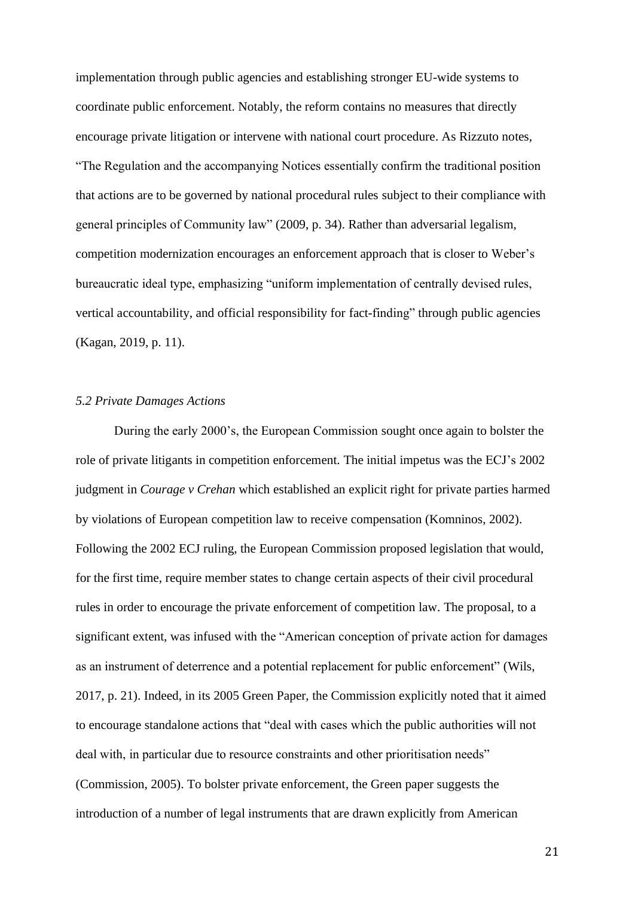implementation through public agencies and establishing stronger EU-wide systems to coordinate public enforcement. Notably, the reform contains no measures that directly encourage private litigation or intervene with national court procedure. As Rizzuto notes, "The Regulation and the accompanying Notices essentially confirm the traditional position that actions are to be governed by national procedural rules subject to their compliance with general principles of Community law" (2009, p. 34). Rather than adversarial legalism, competition modernization encourages an enforcement approach that is closer to Weber's bureaucratic ideal type, emphasizing "uniform implementation of centrally devised rules, vertical accountability, and official responsibility for fact-finding" through public agencies (Kagan, 2019, p. 11).

### *5.2 Private Damages Actions*

During the early 2000's, the European Commission sought once again to bolster the role of private litigants in competition enforcement. The initial impetus was the ECJ's 2002 judgment in *Courage v Crehan* which established an explicit right for private parties harmed by violations of European competition law to receive compensation (Komninos, 2002). Following the 2002 ECJ ruling, the European Commission proposed legislation that would, for the first time, require member states to change certain aspects of their civil procedural rules in order to encourage the private enforcement of competition law. The proposal, to a significant extent, was infused with the "American conception of private action for damages as an instrument of deterrence and a potential replacement for public enforcement" (Wils, 2017, p. 21). Indeed, in its 2005 Green Paper, the Commission explicitly noted that it aimed to encourage standalone actions that "deal with cases which the public authorities will not deal with, in particular due to resource constraints and other prioritisation needs" (Commission, 2005). To bolster private enforcement, the Green paper suggests the introduction of a number of legal instruments that are drawn explicitly from American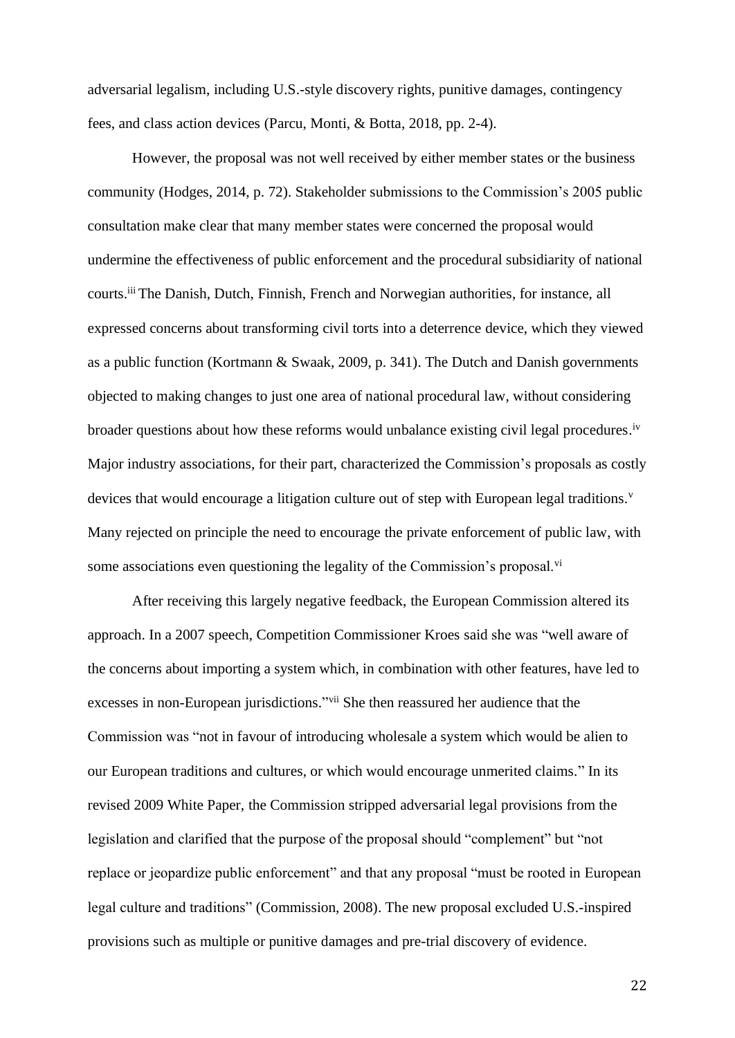adversarial legalism, including U.S.-style discovery rights, punitive damages, contingency fees, and class action devices (Parcu, Monti, & Botta, 2018, pp. 2-4).

However, the proposal was not well received by either member states or the business community (Hodges, 2014, p. 72). Stakeholder submissions to the Commission's 2005 public consultation make clear that many member states were concerned the proposal would undermine the effectiveness of public enforcement and the procedural subsidiarity of national courts.[iii] The Danish, Dutch, Finnish, French and Norwegian authorities, for instance, all expressed concerns about transforming civil torts into a deterrence device, which they viewed as a public function (Kortmann & Swaak, 2009, p. 341). The Dutch and Danish governments objected to making changes to just one area of national procedural law, without considering broader questions about how these reforms would unbalance existing civil legal procedures.[iv] Major industry associations, for their part, characterized the Commission's proposals as costly devices that would encourage a litigation culture out of step with European legal traditions.[v] Many rejected on principle the need to encourage the private enforcement of public law, with some associations even questioning the legality of the Commission's proposal.[vi]

After receiving this largely negative feedback, the European Commission altered its approach. In a 2007 speech, Competition Commissioner Kroes said she was "well aware of the concerns about importing a system which, in combination with other features, have led to excesses in non-European jurisdictions."[vii] She then reassured her audience that the Commission was "not in favour of introducing wholesale a system which would be alien to our European traditions and cultures, or which would encourage unmerited claims." In its revised 2009 White Paper, the Commission stripped adversarial legal provisions from the legislation and clarified that the purpose of the proposal should "complement" but "not replace or jeopardize public enforcement" and that any proposal "must be rooted in European legal culture and traditions" (Commission, 2008). The new proposal excluded U.S.-inspired provisions such as multiple or punitive damages and pre-trial discovery of evidence.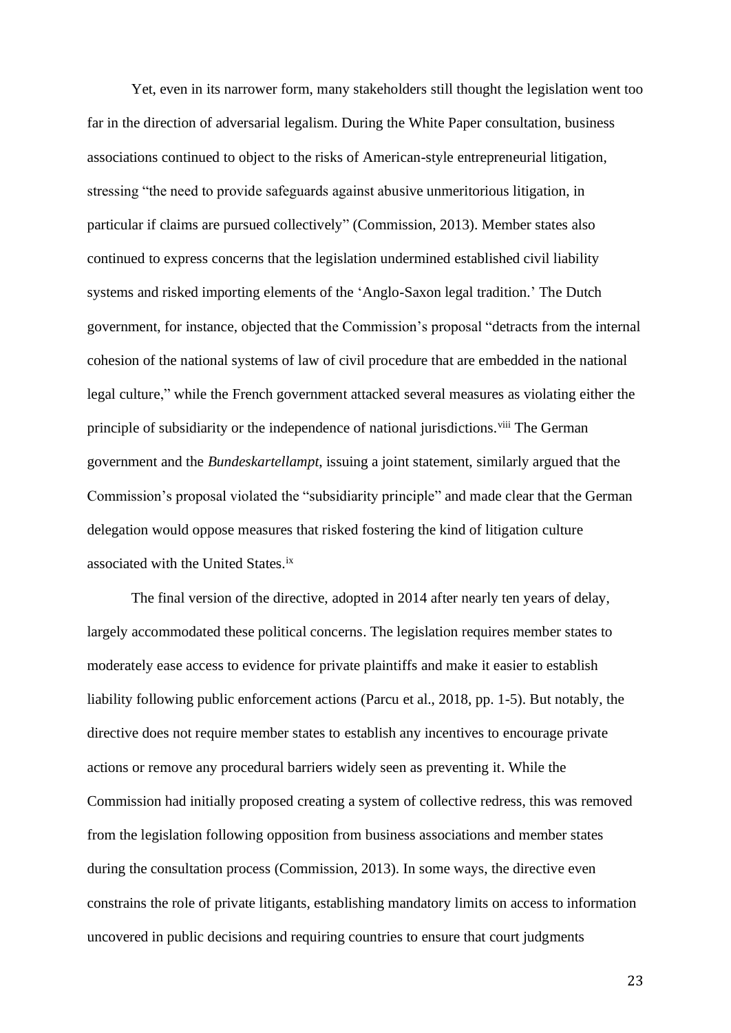Yet, even in its narrower form, many stakeholders still thought the legislation went too far in the direction of adversarial legalism. During the White Paper consultation, business associations continued to object to the risks of American-style entrepreneurial litigation, stressing "the need to provide safeguards against abusive unmeritorious litigation, in particular if claims are pursued collectively" (Commission, 2013). Member states also continued to express concerns that the legislation undermined established civil liability systems and risked importing elements of the 'Anglo-Saxon legal tradition.' The Dutch government, for instance, objected that the Commission's proposal "detracts from the internal cohesion of the national systems of law of civil procedure that are embedded in the national legal culture," while the French government attacked several measures as violating either the principle of subsidiarity or the independence of national jurisdictions.[viii] The German government and the *Bundeskartellampt*, issuing a joint statement, similarly argued that the Commission's proposal violated the "subsidiarity principle" and made clear that the German delegation would oppose measures that risked fostering the kind of litigation culture associated with the United States.[ix]

The final version of the directive, adopted in 2014 after nearly ten years of delay, largely accommodated these political concerns. The legislation requires member states to moderately ease access to evidence for private plaintiffs and make it easier to establish liability following public enforcement actions (Parcu et al., 2018, pp. 1-5). But notably, the directive does not require member states to establish any incentives to encourage private actions or remove any procedural barriers widely seen as preventing it. While the Commission had initially proposed creating a system of collective redress, this was removed from the legislation following opposition from business associations and member states during the consultation process (Commission, 2013). In some ways, the directive even constrains the role of private litigants, establishing mandatory limits on access to information uncovered in public decisions and requiring countries to ensure that court judgments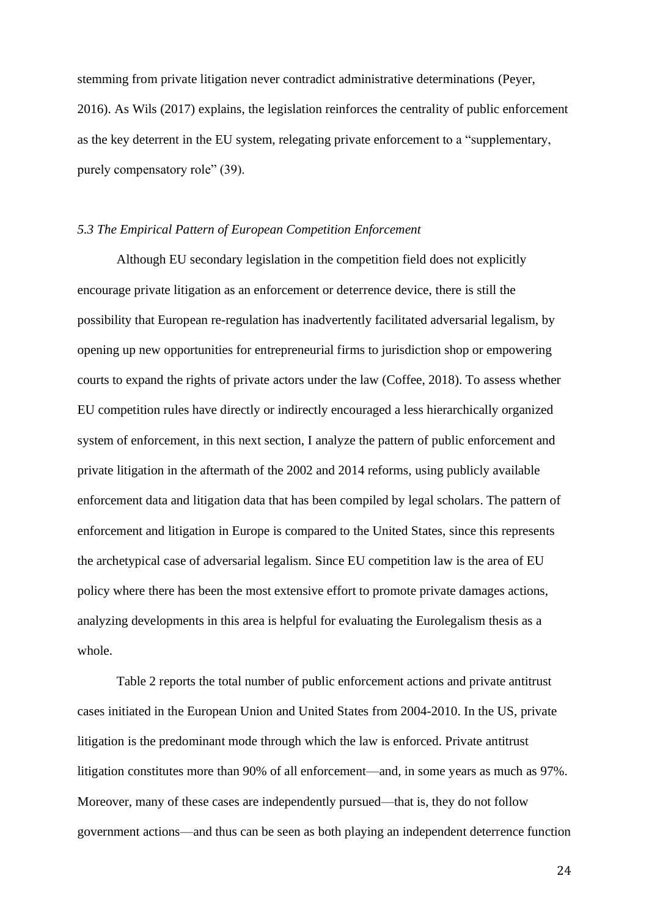stemming from private litigation never contradict administrative determinations (Peyer, 2016). As Wils (2017) explains, the legislation reinforces the centrality of public enforcement as the key deterrent in the EU system, relegating private enforcement to a "supplementary, purely compensatory role" (39).

### *5.3 The Empirical Pattern of European Competition Enforcement*

Although EU secondary legislation in the competition field does not explicitly encourage private litigation as an enforcement or deterrence device, there is still the possibility that European re-regulation has inadvertently facilitated adversarial legalism, by opening up new opportunities for entrepreneurial firms to jurisdiction shop or empowering courts to expand the rights of private actors under the law (Coffee, 2018). To assess whether EU competition rules have directly or indirectly encouraged a less hierarchically organized system of enforcement, in this next section, I analyze the pattern of public enforcement and private litigation in the aftermath of the 2002 and 2014 reforms, using publicly available enforcement data and litigation data that has been compiled by legal scholars. The pattern of enforcement and litigation in Europe is compared to the United States, since this represents the archetypical case of adversarial legalism. Since EU competition law is the area of EU policy where there has been the most extensive effort to promote private damages actions, analyzing developments in this area is helpful for evaluating the Eurolegalism thesis as a whole.

Table 2 reports the total number of public enforcement actions and private antitrust cases initiated in the European Union and United States from 2004-2010. In the US, private litigation is the predominant mode through which the law is enforced. Private antitrust litigation constitutes more than 90% of all enforcement—and, in some years as much as 97%. Moreover, many of these cases are independently pursued—that is, they do not follow government actions—and thus can be seen as both playing an independent deterrence function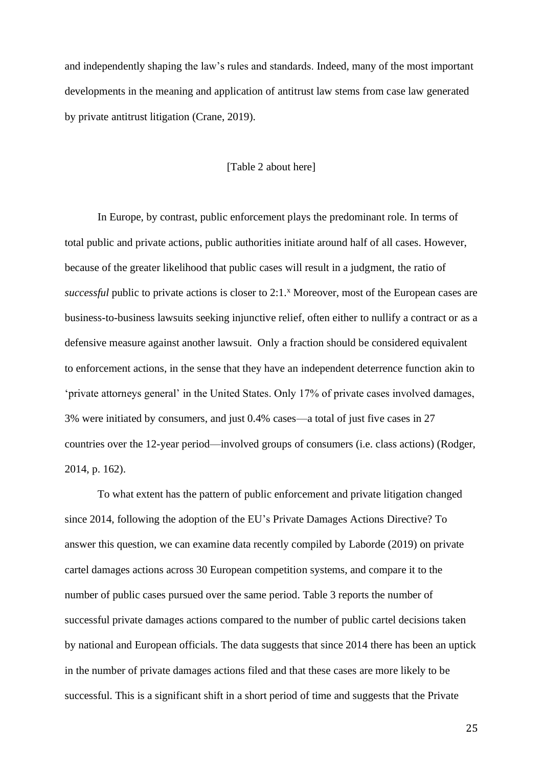and independently shaping the law's rules and standards. Indeed, many of the most important developments in the meaning and application of antitrust law stems from case law generated by private antitrust litigation (Crane, 2019).

[Table 2 about here]

In Europe, by contrast, public enforcement plays the predominant role. In terms of total public and private actions, public authorities initiate around half of all cases. However, because of the greater likelihood that public cases will result in a judgment, the ratio of *successful* public to private actions is closer to 2:1.[x] Moreover, most of the European cases are business-to-business lawsuits seeking injunctive relief, often either to nullify a contract or as a defensive measure against another lawsuit. Only a fraction should be considered equivalent to enforcement actions, in the sense that they have an independent deterrence function akin to 'private attorneys general' in the United States. Only 17% of private cases involved damages, 3% were initiated by consumers, and just 0.4% cases—a total of just five cases in 27 countries over the 12-year period—involved groups of consumers (i.e. class actions) (Rodger, 2014, p. 162).

To what extent has the pattern of public enforcement and private litigation changed since 2014, following the adoption of the EU's Private Damages Actions Directive? To answer this question, we can examine data recently compiled by Laborde (2019) on private cartel damages actions across 30 European competition systems, and compare it to the number of public cases pursued over the same period. Table 3 reports the number of successful private damages actions compared to the number of public cartel decisions taken by national and European officials. The data suggests that since 2014 there has been an uptick in the number of private damages actions filed and that these cases are more likely to be successful. This is a significant shift in a short period of time and suggests that the Private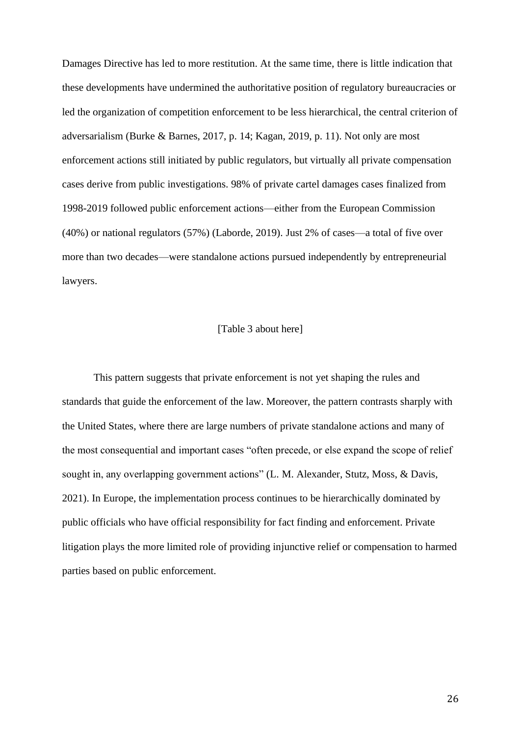Damages Directive has led to more restitution. At the same time, there is little indication that these developments have undermined the authoritative position of regulatory bureaucracies or led the organization of competition enforcement to be less hierarchical, the central criterion of adversarialism (Burke & Barnes, 2017, p. 14; Kagan, 2019, p. 11). Not only are most enforcement actions still initiated by public regulators, but virtually all private compensation cases derive from public investigations. 98% of private cartel damages cases finalized from 1998-2019 followed public enforcement actions—either from the European Commission (40%) or national regulators (57%) (Laborde, 2019). Just 2% of cases—a total of five over more than two decades—were standalone actions pursued independently by entrepreneurial lawyers.

[Table 3 about here]

This pattern suggests that private enforcement is not yet shaping the rules and standards that guide the enforcement of the law. Moreover, the pattern contrasts sharply with the United States, where there are large numbers of private standalone actions and many of the most consequential and important cases "often precede, or else expand the scope of relief sought in, any overlapping government actions" (L. M. Alexander, Stutz, Moss, & Davis, 2021). In Europe, the implementation process continues to be hierarchically dominated by public officials who have official responsibility for fact finding and enforcement. Private litigation plays the more limited role of providing injunctive relief or compensation to harmed parties based on public enforcement.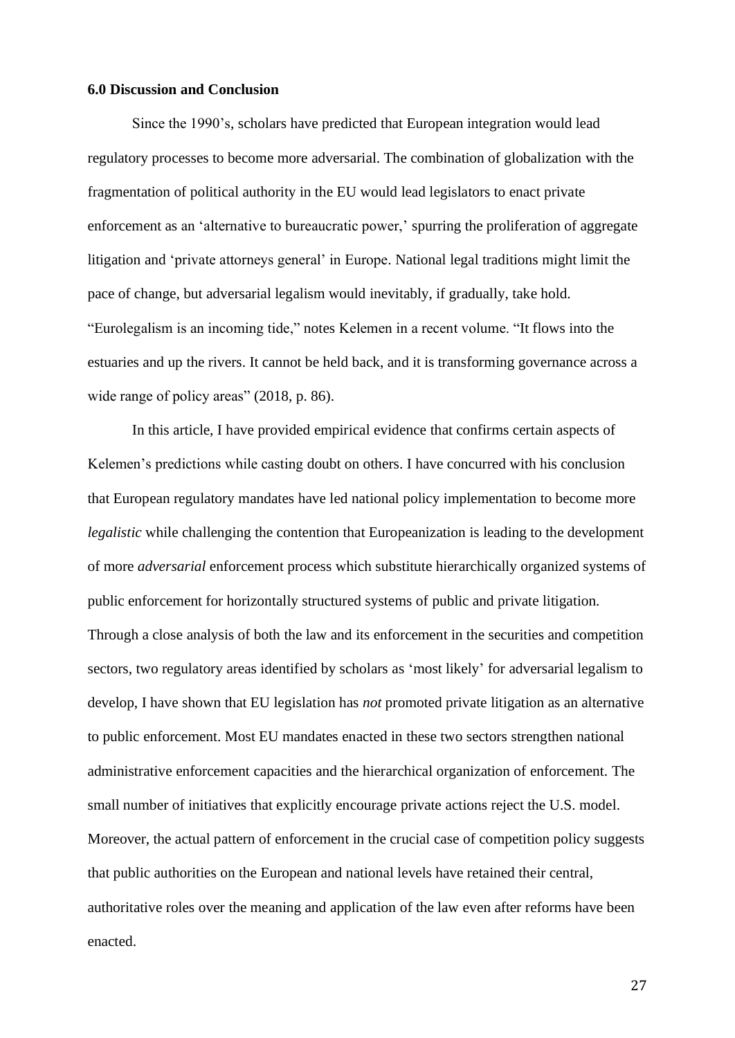### 6.0 Discussion and Conclusion

Since the 1990's, scholars have predicted that European integration would lead regulatory processes to become more adversarial. The combination of globalization with the fragmentation of political authority in the EU would lead legislators to enact private enforcement as an 'alternative to bureaucratic power,' spurring the proliferation of aggregate litigation and 'private attorneys general' in Europe. National legal traditions might limit the pace of change, but adversarial legalism would inevitably, if gradually, take hold. "Eurolegalism is an incoming tide," notes Kelemen in a recent volume. "It flows into the estuaries and up the rivers. It cannot be held back, and it is transforming governance across a wide range of policy areas" (2018, p. 86).

In this article, I have provided empirical evidence that confirms certain aspects of Kelemen's predictions while casting doubt on others. I have concurred with his conclusion that European regulatory mandates have led national policy implementation to become more *legalistic* while challenging the contention that Europeanization is leading to the development of more *adversarial* enforcement process which substitute hierarchically organized systems of public enforcement for horizontally structured systems of public and private litigation. Through a close analysis of both the law and its enforcement in the securities and competition sectors, two regulatory areas identified by scholars as 'most likely' for adversarial legalism to develop, I have shown that EU legislation has *not* promoted private litigation as an alternative to public enforcement. Most EU mandates enacted in these two sectors strengthen national administrative enforcement capacities and the hierarchical organization of enforcement. The small number of initiatives that explicitly encourage private actions reject the U.S. model. Moreover, the actual pattern of enforcement in the crucial case of competition policy suggests that public authorities on the European and national levels have retained their central, authoritative roles over the meaning and application of the law even after reforms have been enacted.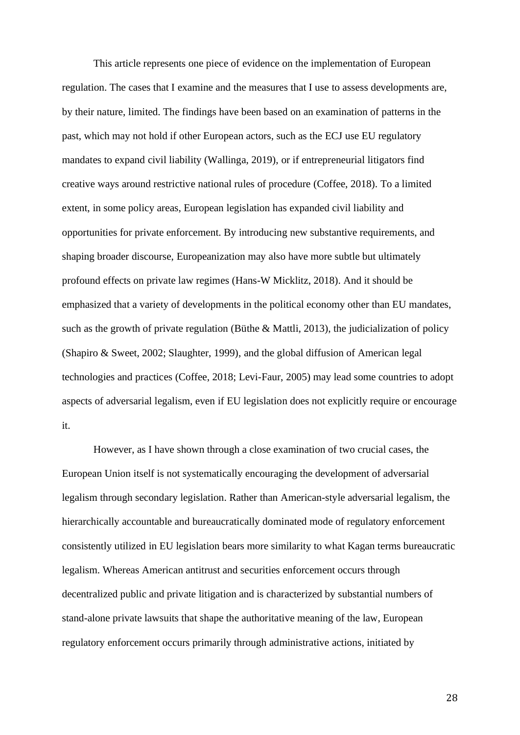This article represents one piece of evidence on the implementation of European regulation. The cases that I examine and the measures that I use to assess developments are, by their nature, limited. The findings have been based on an examination of patterns in the past, which may not hold if other European actors, such as the ECJ use EU regulatory mandates to expand civil liability (Wallinga, 2019), or if entrepreneurial litigators find creative ways around restrictive national rules of procedure (Coffee, 2018). To a limited extent, in some policy areas, European legislation has expanded civil liability and opportunities for private enforcement. By introducing new substantive requirements, and shaping broader discourse, Europeanization may also have more subtle but ultimately profound effects on private law regimes (Hans-W Micklitz, 2018). And it should be emphasized that a variety of developments in the political economy other than EU mandates, such as the growth of private regulation (Büthe & Mattli, 2013), the judicialization of policy (Shapiro & Sweet, 2002; Slaughter, 1999), and the global diffusion of American legal technologies and practices (Coffee, 2018; Levi-Faur, 2005) may lead some countries to adopt aspects of adversarial legalism, even if EU legislation does not explicitly require or encourage it.

However, as I have shown through a close examination of two crucial cases, the European Union itself is not systematically encouraging the development of adversarial legalism through secondary legislation. Rather than American-style adversarial legalism, the hierarchically accountable and bureaucratically dominated mode of regulatory enforcement consistently utilized in EU legislation bears more similarity to what Kagan terms bureaucratic legalism. Whereas American antitrust and securities enforcement occurs through decentralized public and private litigation and is characterized by substantial numbers of stand-alone private lawsuits that shape the authoritative meaning of the law, European regulatory enforcement occurs primarily through administrative actions, initiated by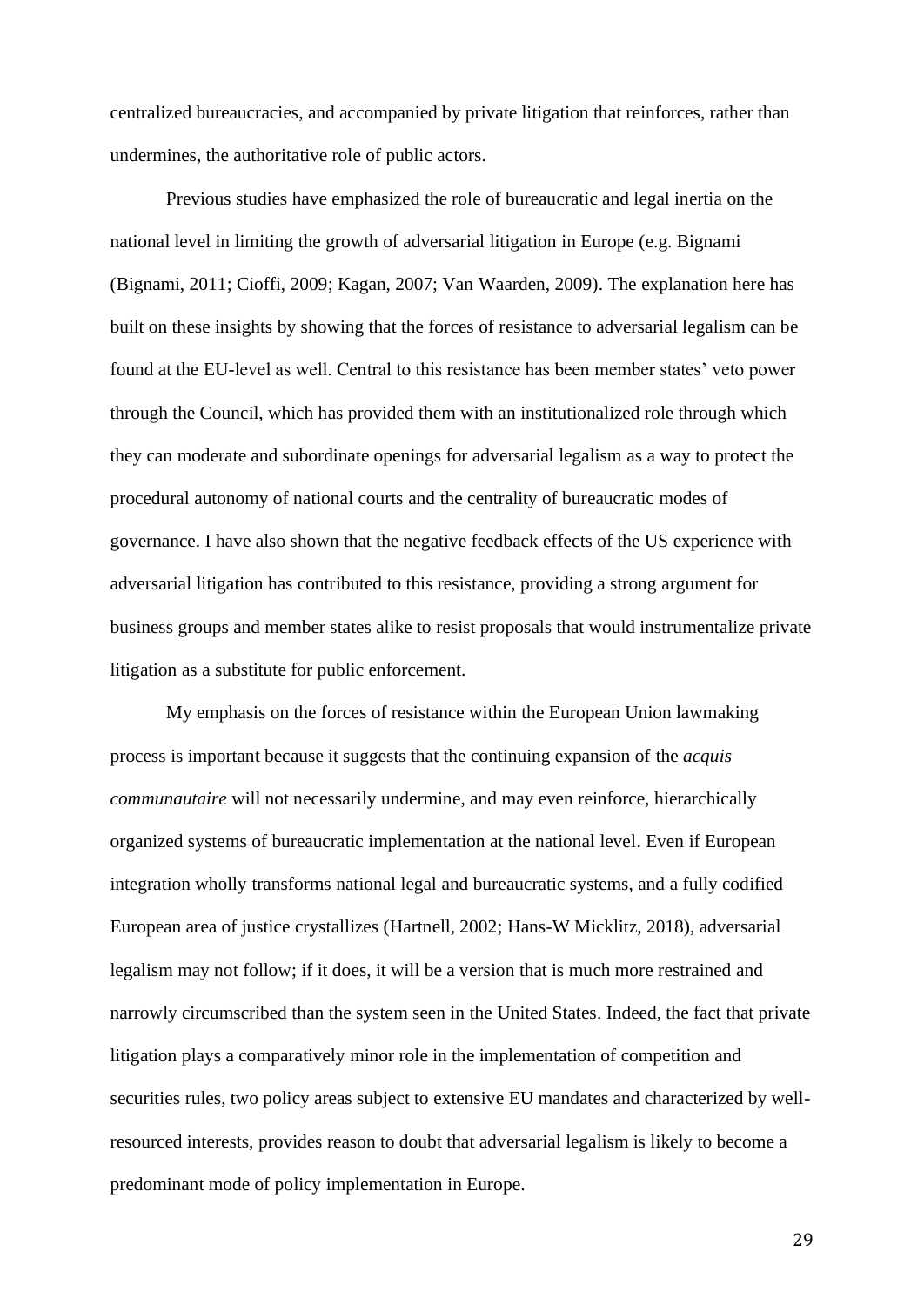centralized bureaucracies, and accompanied by private litigation that reinforces, rather than undermines, the authoritative role of public actors.

Previous studies have emphasized the role of bureaucratic and legal inertia on the national level in limiting the growth of adversarial litigation in Europe (e.g. Bignami (Bignami, 2011; Cioffi, 2009; Kagan, 2007; Van Waarden, 2009). The explanation here has built on these insights by showing that the forces of resistance to adversarial legalism can be found at the EU-level as well. Central to this resistance has been member states' veto power through the Council, which has provided them with an institutionalized role through which they can moderate and subordinate openings for adversarial legalism as a way to protect the procedural autonomy of national courts and the centrality of bureaucratic modes of governance. I have also shown that the negative feedback effects of the US experience with adversarial litigation has contributed to this resistance, providing a strong argument for business groups and member states alike to resist proposals that would instrumentalize private litigation as a substitute for public enforcement.

My emphasis on the forces of resistance within the European Union lawmaking process is important because it suggests that the continuing expansion of the *acquis communautaire* will not necessarily undermine, and may even reinforce, hierarchically organized systems of bureaucratic implementation at the national level. Even if European integration wholly transforms national legal and bureaucratic systems, and a fully codified European area of justice crystallizes (Hartnell, 2002; Hans-W Micklitz, 2018), adversarial legalism may not follow; if it does, it will be a version that is much more restrained and narrowly circumscribed than the system seen in the United States. Indeed, the fact that private litigation plays a comparatively minor role in the implementation of competition and securities rules, two policy areas subject to extensive EU mandates and characterized by well-resourced interests, provides reason to doubt that adversarial legalism is likely to become a predominant mode of policy implementation in Europe.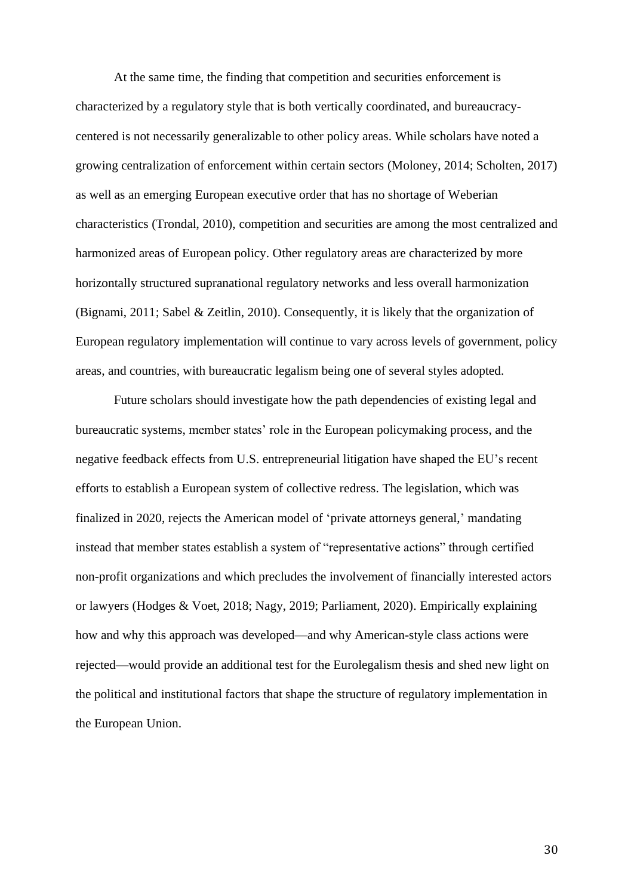At the same time, the finding that competition and securities enforcement is characterized by a regulatory style that is both vertically coordinated, and bureaucracy-centered is not necessarily generalizable to other policy areas. While scholars have noted a growing centralization of enforcement within certain sectors (Moloney, 2014; Scholten, 2017) as well as an emerging European executive order that has no shortage of Weberian characteristics (Trondal, 2010), competition and securities are among the most centralized and harmonized areas of European policy. Other regulatory areas are characterized by more horizontally structured supranational regulatory networks and less overall harmonization (Bignami, 2011; Sabel & Zeitlin, 2010). Consequently, it is likely that the organization of European regulatory implementation will continue to vary across levels of government, policy areas, and countries, with bureaucratic legalism being one of several styles adopted.

Future scholars should investigate how the path dependencies of existing legal and bureaucratic systems, member states' role in the European policymaking process, and the negative feedback effects from U.S. entrepreneurial litigation have shaped the EU's recent efforts to establish a European system of collective redress. The legislation, which was finalized in 2020, rejects the American model of 'private attorneys general,' mandating instead that member states establish a system of "representative actions" through certified non-profit organizations and which precludes the involvement of financially interested actors or lawyers (Hodges & Voet, 2018; Nagy, 2019; Parliament, 2020). Empirically explaining how and why this approach was developed—and why American-style class actions were rejected—would provide an additional test for the Eurolegalism thesis and shed new light on the political and institutional factors that shape the structure of regulatory implementation in the European Union.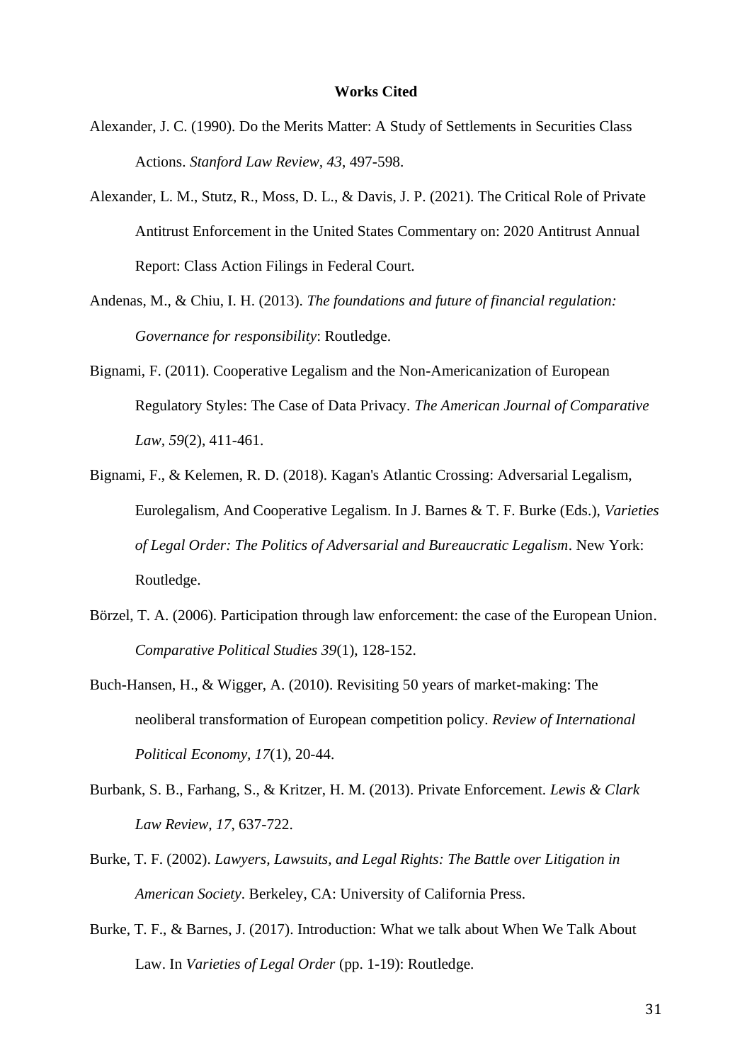## Works Cited

Alexander, J. C. (1990). Do the Merits Matter: A Study of Settlements in Securities Class Actions. *Stanford Law Review, 43*, 497-598.

Alexander, L. M., Stutz, R., Moss, D. L., & Davis, J. P. (2021). The Critical Role of Private Antitrust Enforcement in the United States Commentary on: 2020 Antitrust Annual Report: Class Action Filings in Federal Court.

Andenas, M., & Chiu, I. H. (2013). *The foundations and future of financial regulation: Governance for responsibility*: Routledge.

Bignami, F. (2011). Cooperative Legalism and the Non-Americanization of European Regulatory Styles: The Case of Data Privacy. *The American Journal of Comparative Law, 59*(2), 411-461.

Bignami, F., & Kelemen, R. D. (2018). Kagan's Atlantic Crossing: Adversarial Legalism, Eurolegalism, And Cooperative Legalism. In J. Barnes & T. F. Burke (Eds.), *Varieties of Legal Order: The Politics of Adversarial and Bureaucratic Legalism*. New York: Routledge.

Börzel, T. A. (2006). Participation through law enforcement: the case of the European Union. *Comparative Political Studies 39*(1), 128-152.

Buch-Hansen, H., & Wigger, A. (2010). Revisiting 50 years of market-making: The neoliberal transformation of European competition policy. *Review of International Political Economy, 17*(1), 20-44.

Burbank, S. B., Farhang, S., & Kritzer, H. M. (2013). Private Enforcement. *Lewis & Clark Law Review, 17*, 637-722.

Burke, T. F. (2002). *Lawyers, Lawsuits, and Legal Rights: The Battle over Litigation in American Society*. Berkeley, CA: University of California Press.

Burke, T. F., & Barnes, J. (2017). Introduction: What we talk about When We Talk About Law. In *Varieties of Legal Order* (pp. 1-19): Routledge.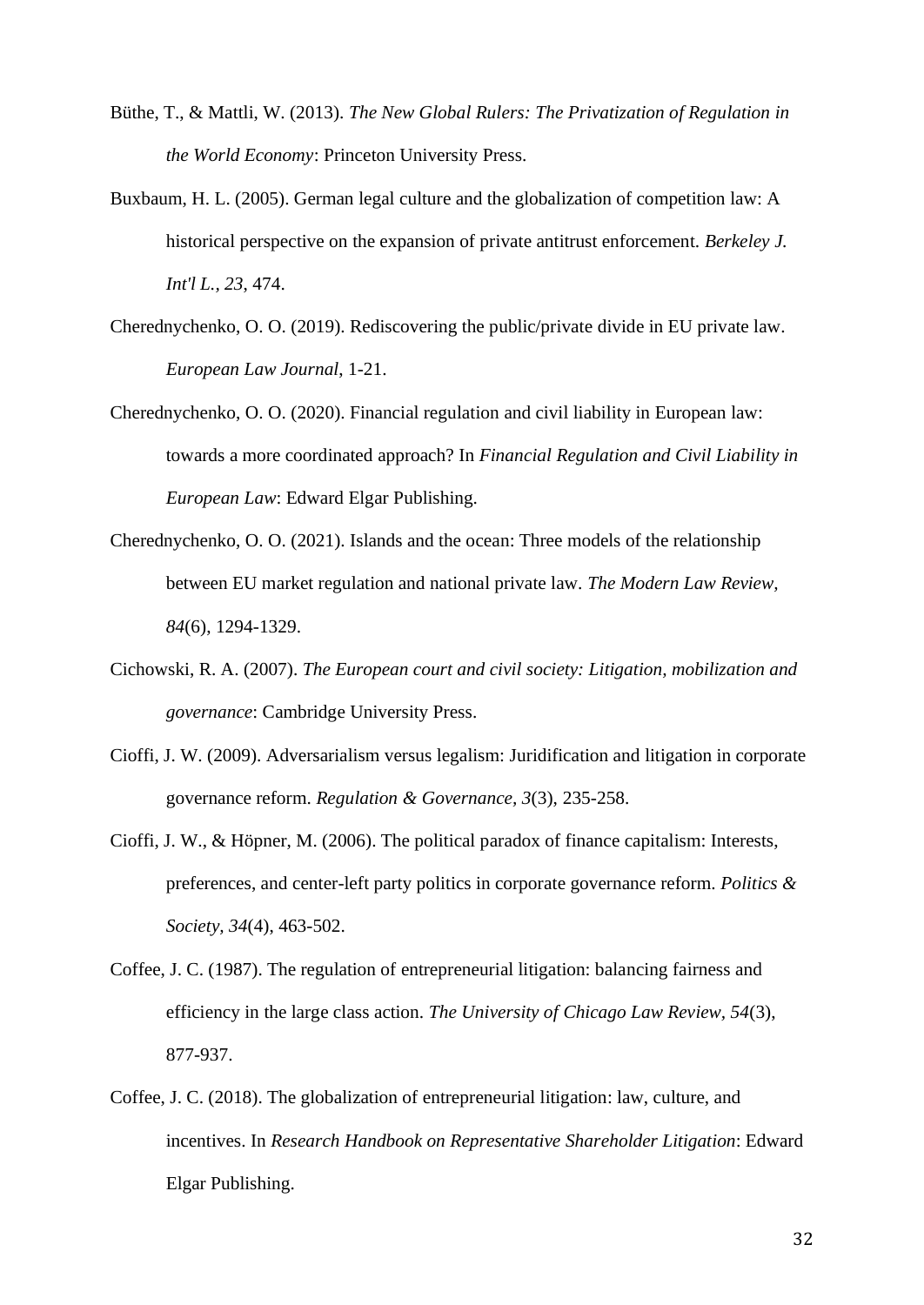Büthe, T., & Mattli, W. (2013). *The New Global Rulers: The Privatization of Regulation in the World Economy*: Princeton University Press.

Buxbaum, H. L. (2005). German legal culture and the globalization of competition law: A historical perspective on the expansion of private antitrust enforcement. *Berkeley J. Int'l L., 23*, 474.

Cherednychenko, O. O. (2019). Rediscovering the public/private divide in EU private law. *European Law Journal*, 1-21.

Cherednychenko, O. O. (2020). Financial regulation and civil liability in European law: towards a more coordinated approach? In *Financial Regulation and Civil Liability in European Law*: Edward Elgar Publishing.

Cherednychenko, O. O. (2021). Islands and the ocean: Three models of the relationship between EU market regulation and national private law. *The Modern Law Review, 84*(6), 1294-1329.

Cichowski, R. A. (2007). *The European court and civil society: Litigation, mobilization and governance*: Cambridge University Press.

Cioffi, J. W. (2009). Adversarialism versus legalism: Juridification and litigation in corporate governance reform. *Regulation & Governance, 3*(3), 235-258.

Cioffi, J. W., & Höpner, M. (2006). The political paradox of finance capitalism: Interests, preferences, and center-left party politics in corporate governance reform. *Politics & Society, 34*(4), 463-502.

Coffee, J. C. (1987). The regulation of entrepreneurial litigation: balancing fairness and efficiency in the large class action. *The University of Chicago Law Review, 54*(3), 877-937.

Coffee, J. C. (2018). The globalization of entrepreneurial litigation: law, culture, and incentives. In *Research Handbook on Representative Shareholder Litigation*: Edward Elgar Publishing.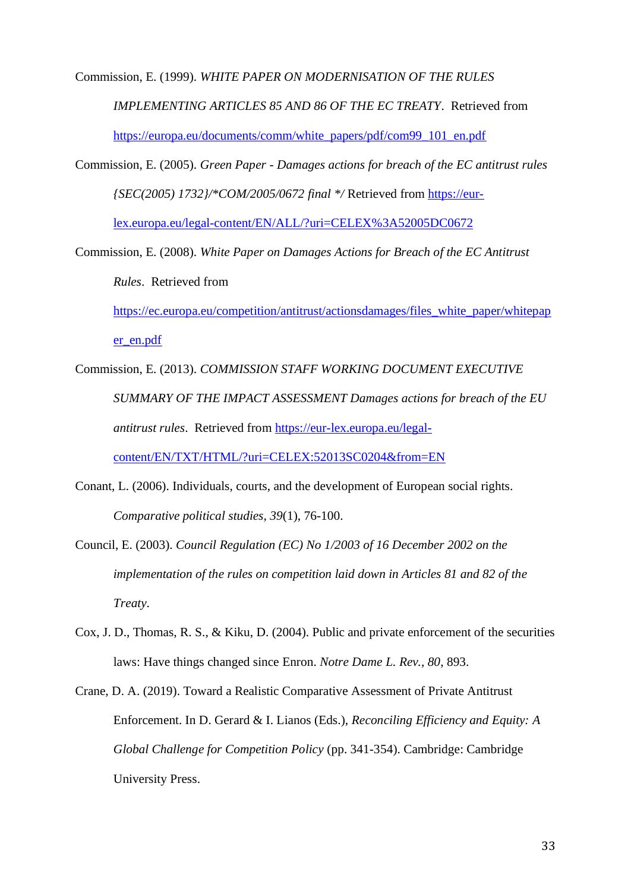Commission, E. (1999). *WHITE PAPER ON MODERNISATION OF THE RULES IMPLEMENTING ARTICLES 85 AND 86 OF THE EC TREATY*. Retrieved from https://europa.eu/documents/comm/white_papers/pdf/com99_101_en.pdf

Commission, E. (2005). *Green Paper - Damages actions for breach of the EC antitrust rules {SEC(2005) 1732}/*COM/2005/0672 final */* Retrieved from https://eur-lex.europa.eu/legal-content/EN/ALL/?uri=CELEX%3A52005DC0672

Commission, E. (2008). *White Paper on Damages Actions for Breach of the EC Antitrust Rules*. Retrieved from https://ec.europa.eu/competition/antitrust/actionsdamages/files_white_paper/whitepaper_en.pdf

Commission, E. (2013). *COMMISSION STAFF WORKING DOCUMENT EXECUTIVE SUMMARY OF THE IMPACT ASSESSMENT Damages actions for breach of the EU antitrust rules*. Retrieved from https://eur-lex.europa.eu/legal-content/EN/TXT/HTML/?uri=CELEX:52013SC0204&from=EN

Conant, L. (2006). Individuals, courts, and the development of European social rights. *Comparative political studies, 39*(1), 76-100.

Council, E. (2003). *Council Regulation (EC) No 1/2003 of 16 December 2002 on the implementation of the rules on competition laid down in Articles 81 and 82 of the Treaty*.

Cox, J. D., Thomas, R. S., & Kiku, D. (2004). Public and private enforcement of the securities laws: Have things changed since Enron. *Notre Dame L. Rev., 80*, 893.

Crane, D. A. (2019). Toward a Realistic Comparative Assessment of Private Antitrust Enforcement. In D. Gerard & I. Lianos (Eds.), *Reconciling Efficiency and Equity: A Global Challenge for Competition Policy* (pp. 341-354). Cambridge: Cambridge University Press.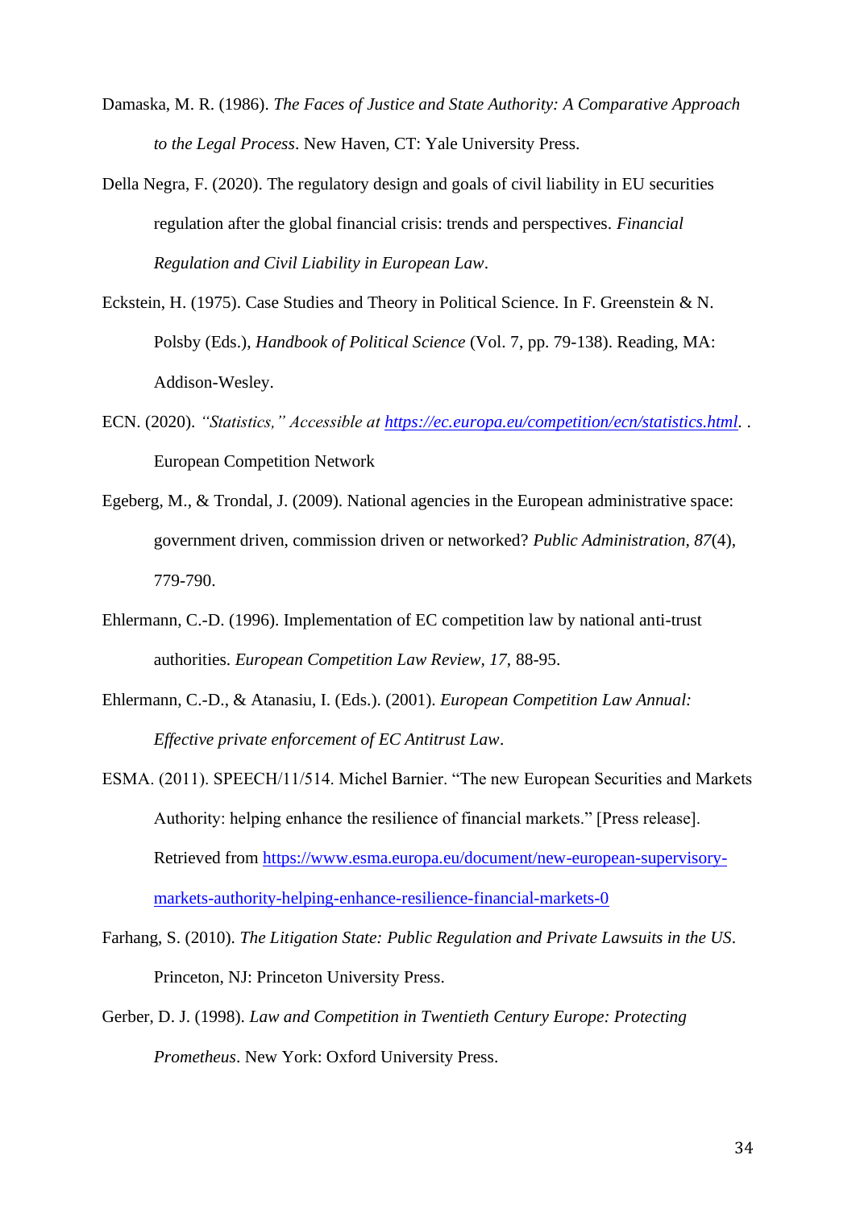Damaska, M. R. (1986). *The Faces of Justice and State Authority: A Comparative Approach to the Legal Process*. New Haven, CT: Yale University Press.

Della Negra, F. (2020). The regulatory design and goals of civil liability in EU securities regulation after the global financial crisis: trends and perspectives. *Financial Regulation and Civil Liability in European Law*.

Eckstein, H. (1975). Case Studies and Theory in Political Science. In F. Greenstein & N. Polsby (Eds.), *Handbook of Political Science* (Vol. 7, pp. 79-138). Reading, MA: Addison-Wesley.

ECN. (2020). *"Statistics," Accessible at [https://ec.europa.eu/competition/ecn/statistics.html](https://ec.europa.eu/competition/ecn/statistics.html).* . European Competition Network

Egeberg, M., & Trondal, J. (2009). National agencies in the European administrative space: government driven, commission driven or networked? *Public Administration, 87*(4), 779-790.

Ehlermann, C.-D. (1996). Implementation of EC competition law by national anti-trust authorities. *European Competition Law Review, 17*, 88-95.

Ehlermann, C.-D., & Atanasiu, I. (Eds.). (2001). *European Competition Law Annual: Effective private enforcement of EC Antitrust Law*.

ESMA. (2011). SPEECH/11/514. Michel Barnier. "The new European Securities and Markets Authority: helping enhance the resilience of financial markets." [Press release]. Retrieved from [https://www.esma.europa.eu/document/new-european-supervisory-markets-authority-helping-enhance-resilience-financial-markets-0](https://www.esma.europa.eu/document/new-european-supervisory-markets-authority-helping-enhance-resilience-financial-markets-0)

Farhang, S. (2010). *The Litigation State: Public Regulation and Private Lawsuits in the US*. Princeton, NJ: Princeton University Press.

Gerber, D. J. (1998). *Law and Competition in Twentieth Century Europe: Protecting Prometheus*. New York: Oxford University Press.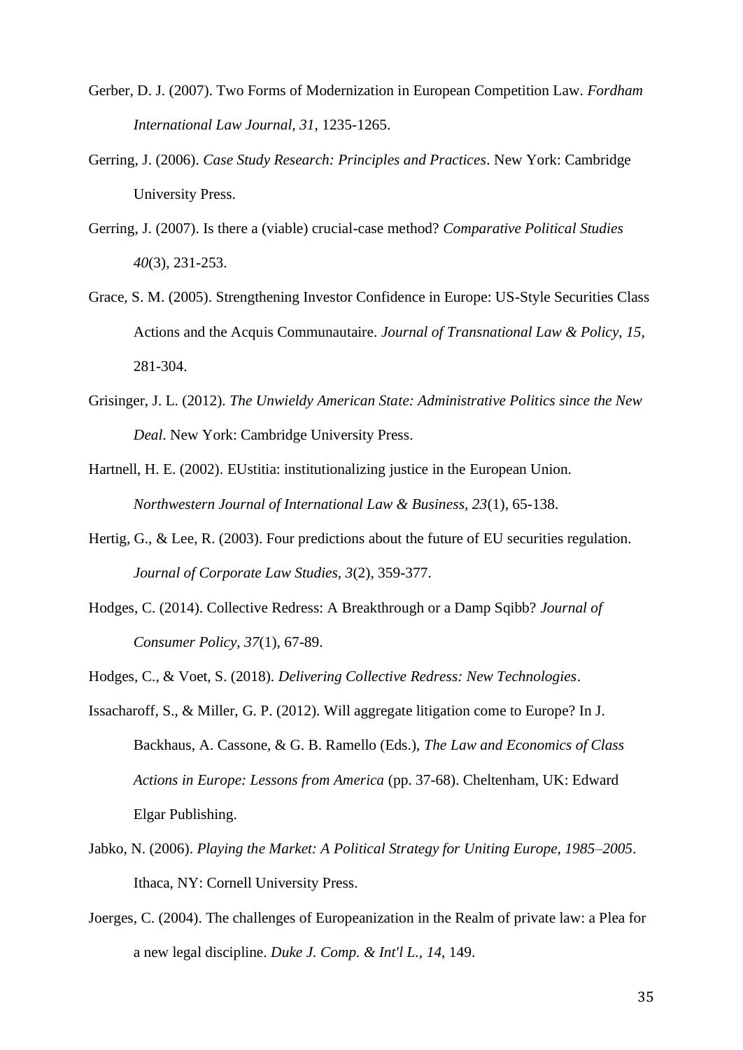Gerber, D. J. (2007). Two Forms of Modernization in European Competition Law. *Fordham International Law Journal, 31*, 1235-1265.

Gerring, J. (2006). *Case Study Research: Principles and Practices*. New York: Cambridge University Press.

Gerring, J. (2007). Is there a (viable) crucial-case method? *Comparative Political Studies 40*(3), 231-253.

Grace, S. M. (2005). Strengthening Investor Confidence in Europe: US-Style Securities Class Actions and the Acquis Communautaire. *Journal of Transnational Law & Policy, 15*, 281-304.

Grisinger, J. L. (2012). *The Unwieldy American State: Administrative Politics since the New Deal*. New York: Cambridge University Press.

Hartnell, H. E. (2002). EUstitia: institutionalizing justice in the European Union. *Northwestern Journal of International Law & Business, 23*(1), 65-138.

Hertig, G., & Lee, R. (2003). Four predictions about the future of EU securities regulation. *Journal of Corporate Law Studies, 3*(2), 359-377.

Hodges, C. (2014). Collective Redress: A Breakthrough or a Damp Sqibb? *Journal of Consumer Policy, 37*(1), 67-89.

Hodges, C., & Voet, S. (2018). *Delivering Collective Redress: New Technologies*.

Issacharoff, S., & Miller, G. P. (2012). Will aggregate litigation come to Europe? In J. Backhaus, A. Cassone, & G. B. Ramello (Eds.), *The Law and Economics of Class Actions in Europe: Lessons from America* (pp. 37-68). Cheltenham, UK: Edward Elgar Publishing.

Jabko, N. (2006). *Playing the Market: A Political Strategy for Uniting Europe, 1985–2005*. Ithaca, NY: Cornell University Press.

Joerges, C. (2004). The challenges of Europeanization in the Realm of private law: a Plea for a new legal discipline. *Duke J. Comp. & Int'l L., 14*, 149.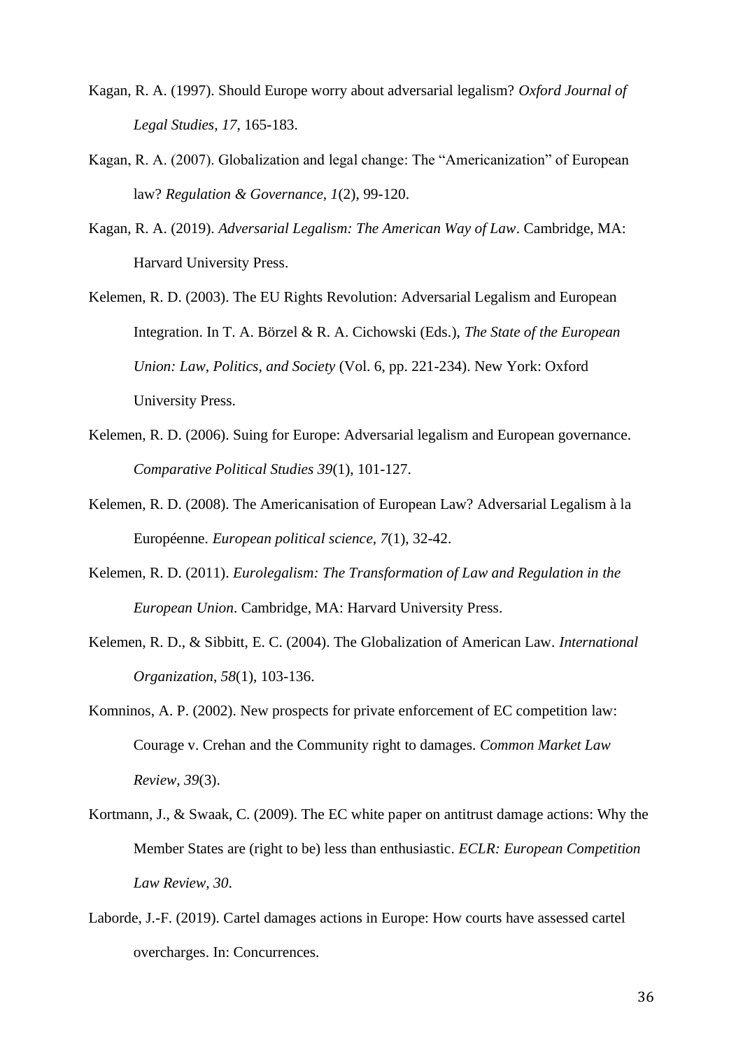Kagan, R. A. (1997). Should Europe worry about adversarial legalism? *Oxford Journal of Legal Studies, 17*, 165-183.

Kagan, R. A. (2007). Globalization and legal change: The "Americanization" of European law? *Regulation & Governance, 1*(2), 99-120.

Kagan, R. A. (2019). *Adversarial Legalism: The American Way of Law*. Cambridge, MA: Harvard University Press.

Kelemen, R. D. (2003). The EU Rights Revolution: Adversarial Legalism and European Integration. In T. A. Börzel & R. A. Cichowski (Eds.), *The State of the European Union: Law, Politics, and Society* (Vol. 6, pp. 221-234). New York: Oxford University Press.

Kelemen, R. D. (2006). Suing for Europe: Adversarial legalism and European governance. *Comparative Political Studies 39*(1), 101-127.

Kelemen, R. D. (2008). The Americanisation of European Law? Adversarial Legalism à la Européenne. *European political science, 7*(1), 32-42.

Kelemen, R. D. (2011). *Eurolegalism: The Transformation of Law and Regulation in the European Union*. Cambridge, MA: Harvard University Press.

Kelemen, R. D., & Sibbitt, E. C. (2004). The Globalization of American Law. *International Organization, 58*(1), 103-136.

Komninos, A. P. (2002). New prospects for private enforcement of EC competition law: Courage v. Crehan and the Community right to damages. *Common Market Law Review, 39*(3).

Kortmann, J., & Swaak, C. (2009). The EC white paper on antitrust damage actions: Why the Member States are (right to be) less than enthusiastic. *ECLR: European Competition Law Review, 30*.

Laborde, J.-F. (2019). Cartel damages actions in Europe: How courts have assessed cartel overcharges. In: Concurrences.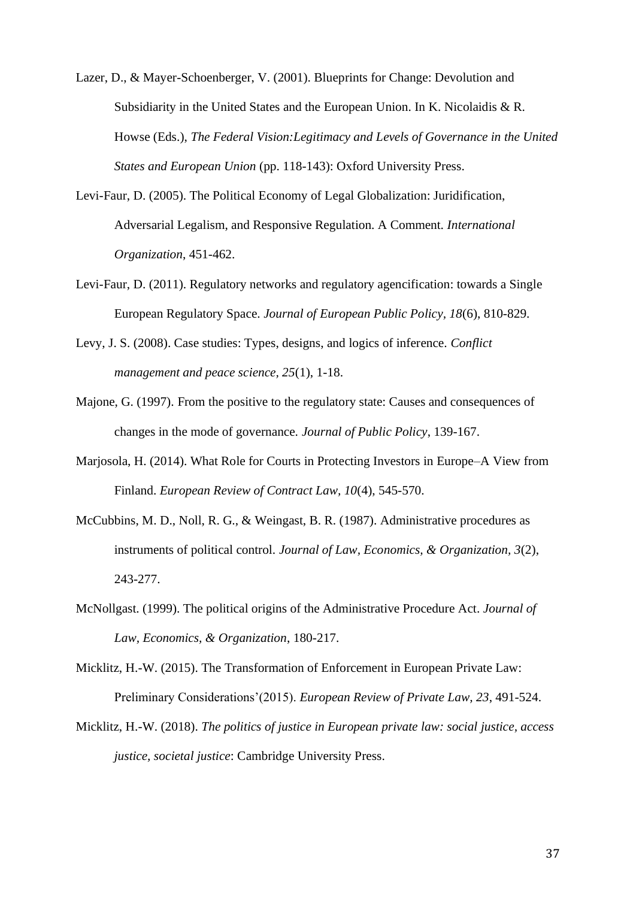Lazer, D., & Mayer-Schoenberger, V. (2001). Blueprints for Change: Devolution and Subsidiarity in the United States and the European Union. In K. Nicolaidis & R. Howse (Eds.), *The Federal Vision:Legitimacy and Levels of Governance in the United States and European Union* (pp. 118-143): Oxford University Press.

Levi-Faur, D. (2005). The Political Economy of Legal Globalization: Juridification, Adversarial Legalism, and Responsive Regulation. A Comment. *International Organization*, 451-462.

Levi-Faur, D. (2011). Regulatory networks and regulatory agencification: towards a Single European Regulatory Space. *Journal of European Public Policy, 18*(6), 810-829.

Levy, J. S. (2008). Case studies: Types, designs, and logics of inference. *Conflict management and peace science, 25*(1), 1-18.

Majone, G. (1997). From the positive to the regulatory state: Causes and consequences of changes in the mode of governance. *Journal of Public Policy*, 139-167.

Marjosola, H. (2014). What Role for Courts in Protecting Investors in Europe–A View from Finland. *European Review of Contract Law, 10*(4), 545-570.

McCubbins, M. D., Noll, R. G., & Weingast, B. R. (1987). Administrative procedures as instruments of political control. *Journal of Law, Economics, & Organization, 3*(2), 243-277.

McNollgast. (1999). The political origins of the Administrative Procedure Act. *Journal of Law, Economics, & Organization*, 180-217.

Micklitz, H.-W. (2015). The Transformation of Enforcement in European Private Law: Preliminary Considerations'(2015). *European Review of Private Law, 23*, 491-524.

Micklitz, H.-W. (2018). *The politics of justice in European private law: social justice, access justice, societal justice*: Cambridge University Press.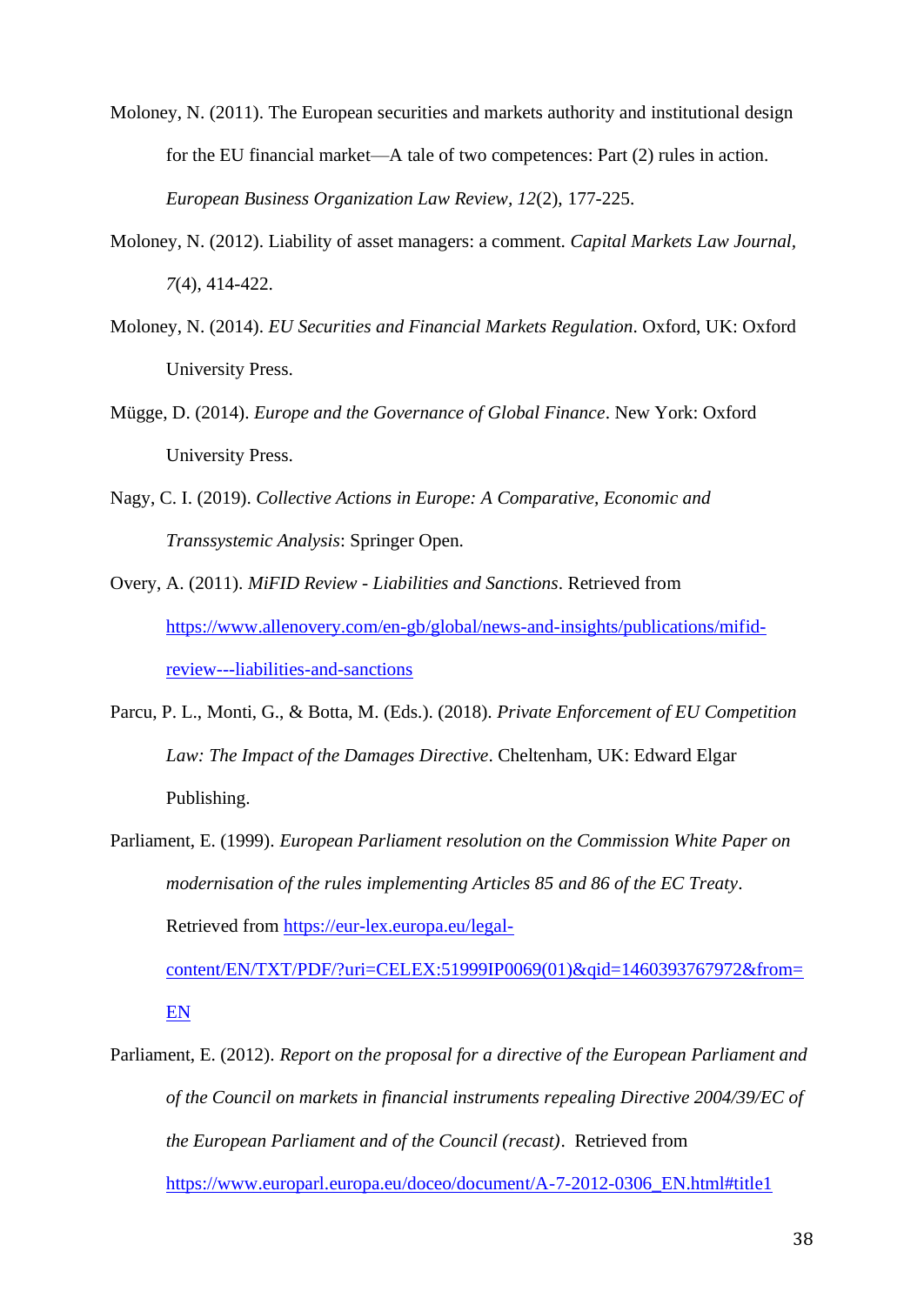Moloney, N. (2011). The European securities and markets authority and institutional design for the EU financial market—A tale of two competences: Part (2) rules in action. *European Business Organization Law Review*, *12*(2), 177-225.

Moloney, N. (2012). Liability of asset managers: a comment. *Capital Markets Law Journal*, *7*(4), 414-422.

Moloney, N. (2014). *EU Securities and Financial Markets Regulation*. Oxford, UK: Oxford University Press.

Mügge, D. (2014). *Europe and the Governance of Global Finance*. New York: Oxford University Press.

Nagy, C. I. (2019). *Collective Actions in Europe: A Comparative, Economic and Transsystemic Analysis*: Springer Open.

Overy, A. (2011). *MiFID Review - Liabilities and Sanctions*. Retrieved from https://www.allenovery.com/en-gb/global/news-and-insights/publications/mifid-review---liabilities-and-sanctions

Parcu, P. L., Monti, G., & Botta, M. (Eds.). (2018). *Private Enforcement of EU Competition Law: The Impact of the Damages Directive*. Cheltenham, UK: Edward Elgar Publishing.

Parliament, E. (1999). *European Parliament resolution on the Commission White Paper on modernisation of the rules implementing Articles 85 and 86 of the EC Treaty*. Retrieved from https://eur-lex.europa.eu/legal-content/EN/TXT/PDF/?uri=CELEX:51999IP0069(01)&qid=1460393767972&from=EN

Parliament, E. (2012). *Report on the proposal for a directive of the European Parliament and of the Council on markets in financial instruments repealing Directive 2004/39/EC of the European Parliament and of the Council (recast)*. Retrieved from https://www.europarl.europa.eu/doceo/document/A-7-2012-0306_EN.html#title1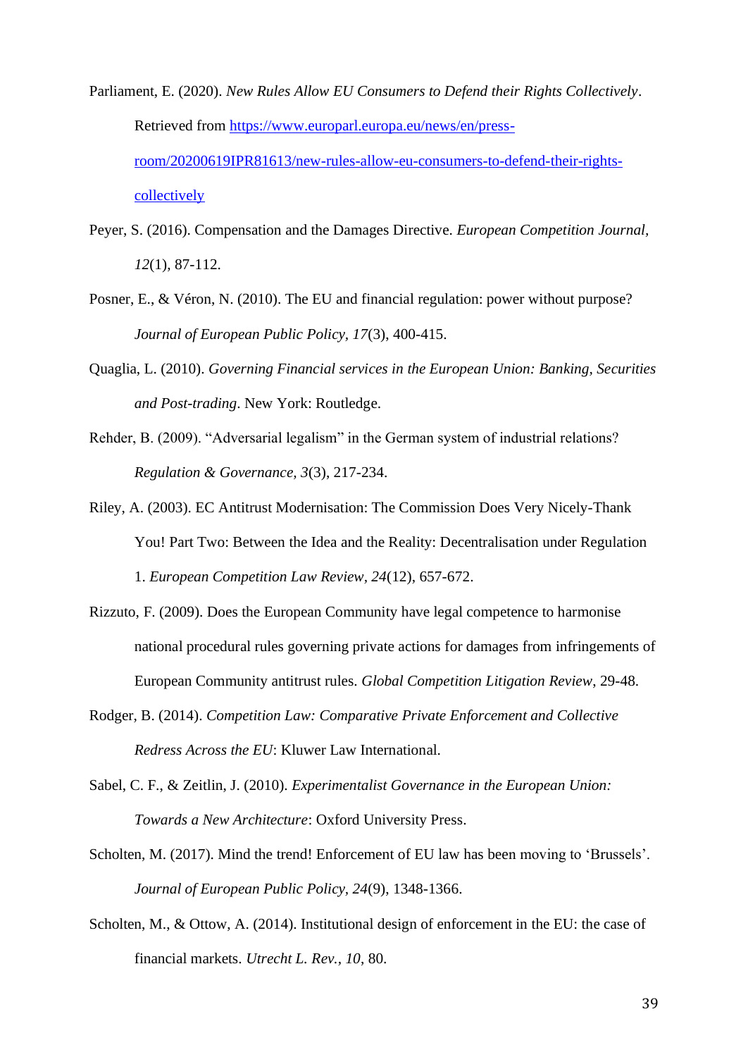Parliament, E. (2020). *New Rules Allow EU Consumers to Defend their Rights Collectively*. Retrieved from [https://www.europarl.europa.eu/news/en/press-room/20200619IPR81613/new-rules-allow-eu-consumers-to-defend-their-rights-collectively](https://www.europarl.europa.eu/news/en/press-room/20200619IPR81613/new-rules-allow-eu-consumers-to-defend-their-rights-collectively)

Peyer, S. (2016). Compensation and the Damages Directive. *European Competition Journal, 12*(1), 87-112.

Posner, E., & Véron, N. (2010). The EU and financial regulation: power without purpose? *Journal of European Public Policy, 17*(3), 400-415.

Quaglia, L. (2010). *Governing Financial services in the European Union: Banking, Securities and Post-trading*. New York: Routledge.

Rehder, B. (2009). "Adversarial legalism" in the German system of industrial relations? *Regulation & Governance, 3*(3), 217-234.

Riley, A. (2003). EC Antitrust Modernisation: The Commission Does Very Nicely-Thank You! Part Two: Between the Idea and the Reality: Decentralisation under Regulation 1. *European Competition Law Review, 24*(12), 657-672.

Rizzuto, F. (2009). Does the European Community have legal competence to harmonise national procedural rules governing private actions for damages from infringements of European Community antitrust rules. *Global Competition Litigation Review*, 29-48.

Rodger, B. (2014). *Competition Law: Comparative Private Enforcement and Collective Redress Across the EU*: Kluwer Law International.

Sabel, C. F., & Zeitlin, J. (2010). *Experimentalist Governance in the European Union: Towards a New Architecture*: Oxford University Press.

Scholten, M. (2017). Mind the trend! Enforcement of EU law has been moving to 'Brussels'. *Journal of European Public Policy, 24*(9), 1348-1366.

Scholten, M., & Ottow, A. (2014). Institutional design of enforcement in the EU: the case of financial markets. *Utrecht L. Rev., 10*, 80.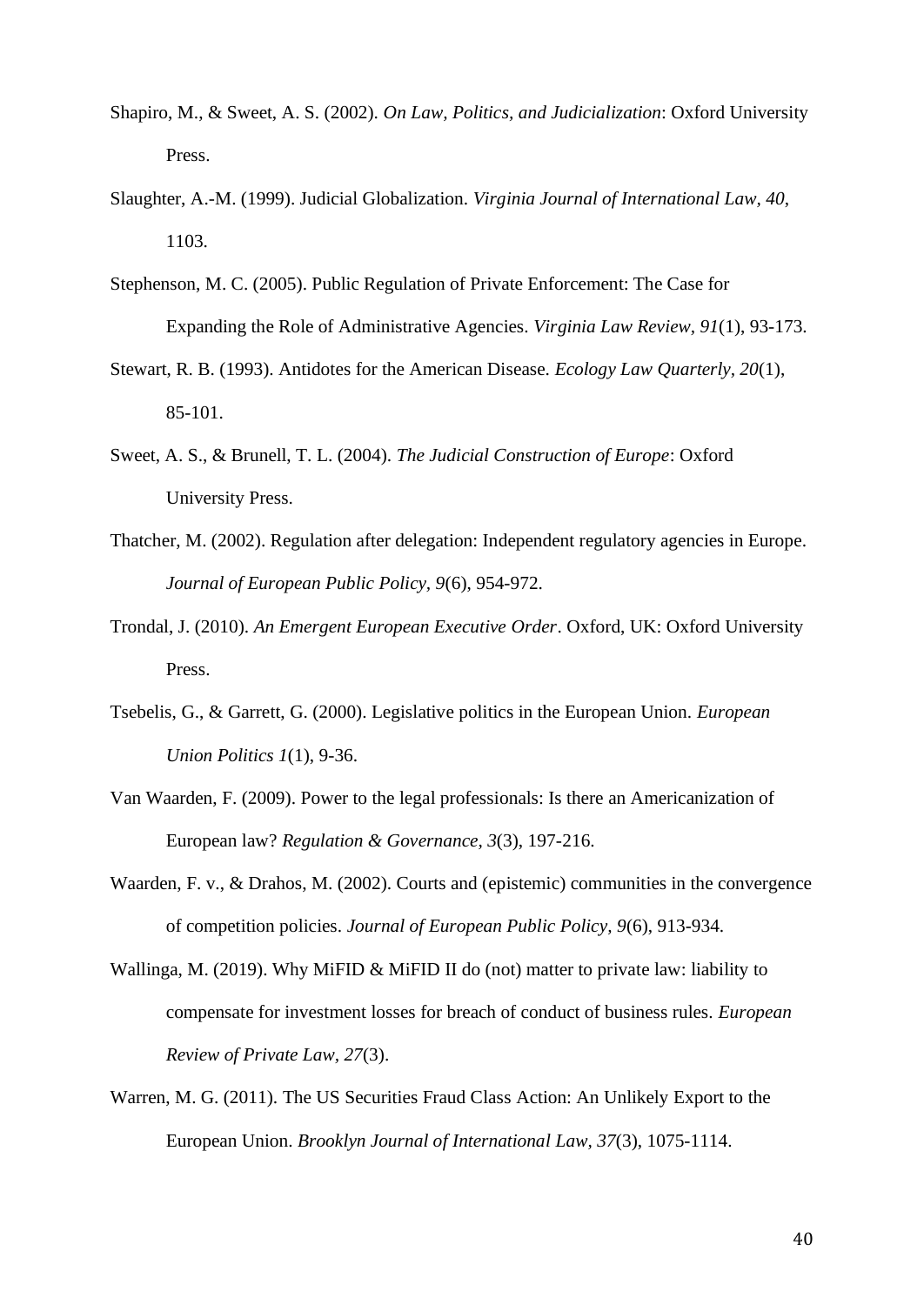Shapiro, M., & Sweet, A. S. (2002). *On Law, Politics, and Judicialization*: Oxford University Press.

Slaughter, A.-M. (1999). Judicial Globalization. *Virginia Journal of International Law, 40*, 1103.

Stephenson, M. C. (2005). Public Regulation of Private Enforcement: The Case for Expanding the Role of Administrative Agencies. *Virginia Law Review, 91*(1), 93-173.

Stewart, R. B. (1993). Antidotes for the American Disease. *Ecology Law Quarterly, 20*(1), 85-101.

Sweet, A. S., & Brunell, T. L. (2004). *The Judicial Construction of Europe*: Oxford University Press.

Thatcher, M. (2002). Regulation after delegation: Independent regulatory agencies in Europe. *Journal of European Public Policy, 9*(6), 954-972.

Trondal, J. (2010). *An Emergent European Executive Order*. Oxford, UK: Oxford University Press.

Tsebelis, G., & Garrett, G. (2000). Legislative politics in the European Union. *European Union Politics 1*(1), 9-36.

Van Waarden, F. (2009). Power to the legal professionals: Is there an Americanization of European law? *Regulation & Governance, 3*(3), 197-216.

Waarden, F. v., & Drahos, M. (2002). Courts and (epistemic) communities in the convergence of competition policies. *Journal of European Public Policy, 9*(6), 913-934.

Wallinga, M. (2019). Why MiFID & MiFID II do (not) matter to private law: liability to compensate for investment losses for breach of conduct of business rules. *European Review of Private Law, 27*(3).

Warren, M. G. (2011). The US Securities Fraud Class Action: An Unlikely Export to the European Union. *Brooklyn Journal of International Law, 37*(3), 1075-1114.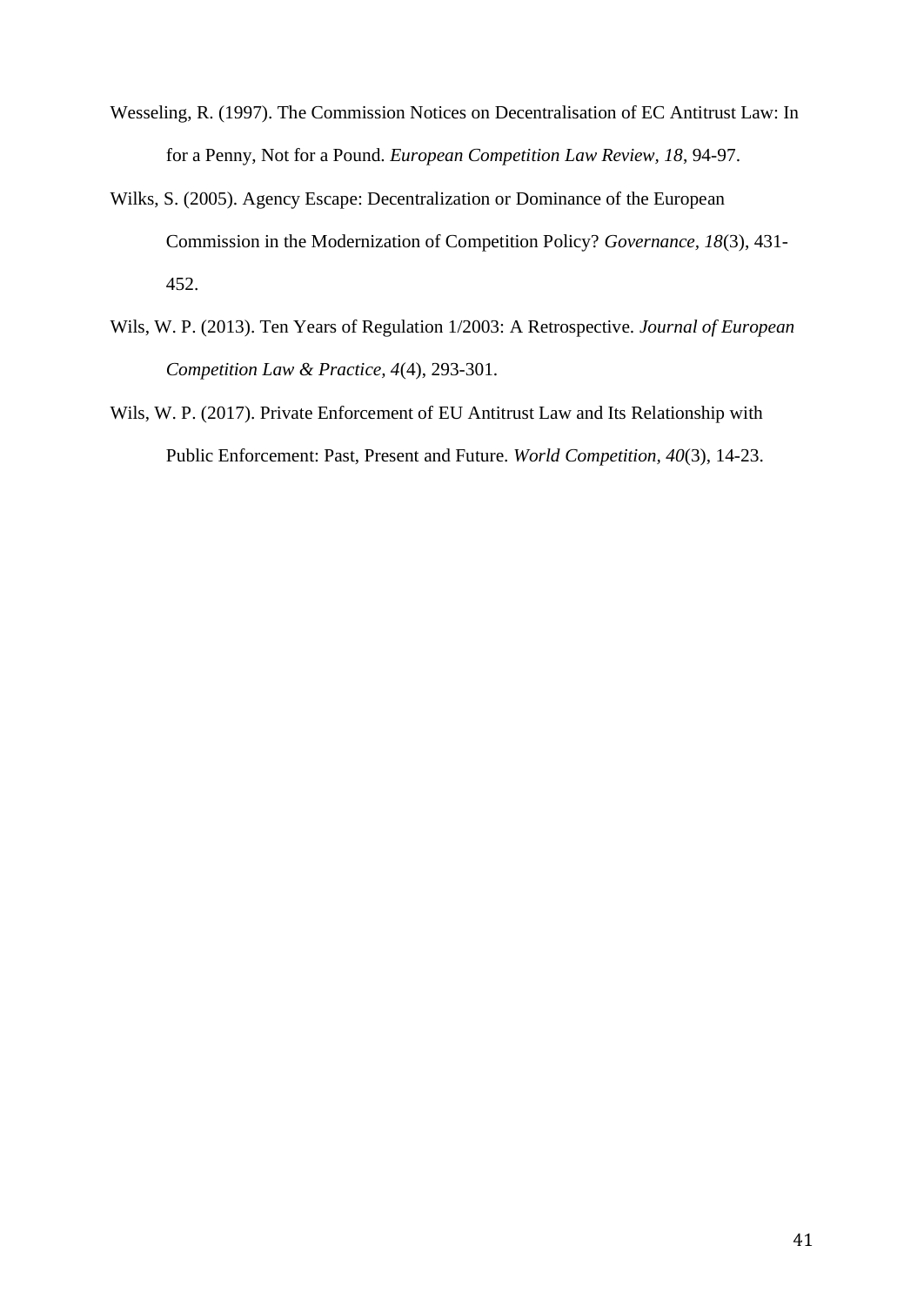Wesseling, R. (1997). The Commission Notices on Decentralisation of EC Antitrust Law: In for a Penny, Not for a Pound. *European Competition Law Review*, *18*, 94-97.

Wilks, S. (2005). Agency Escape: Decentralization or Dominance of the European Commission in the Modernization of Competition Policy? *Governance*, *18*(3), 431-452.

Wils, W. P. (2013). Ten Years of Regulation 1/2003: A Retrospective. *Journal of European Competition Law & Practice*, *4*(4), 293-301.

Wils, W. P. (2017). Private Enforcement of EU Antitrust Law and Its Relationship with Public Enforcement: Past, Present and Future. *World Competition*, *40*(3), 14-23.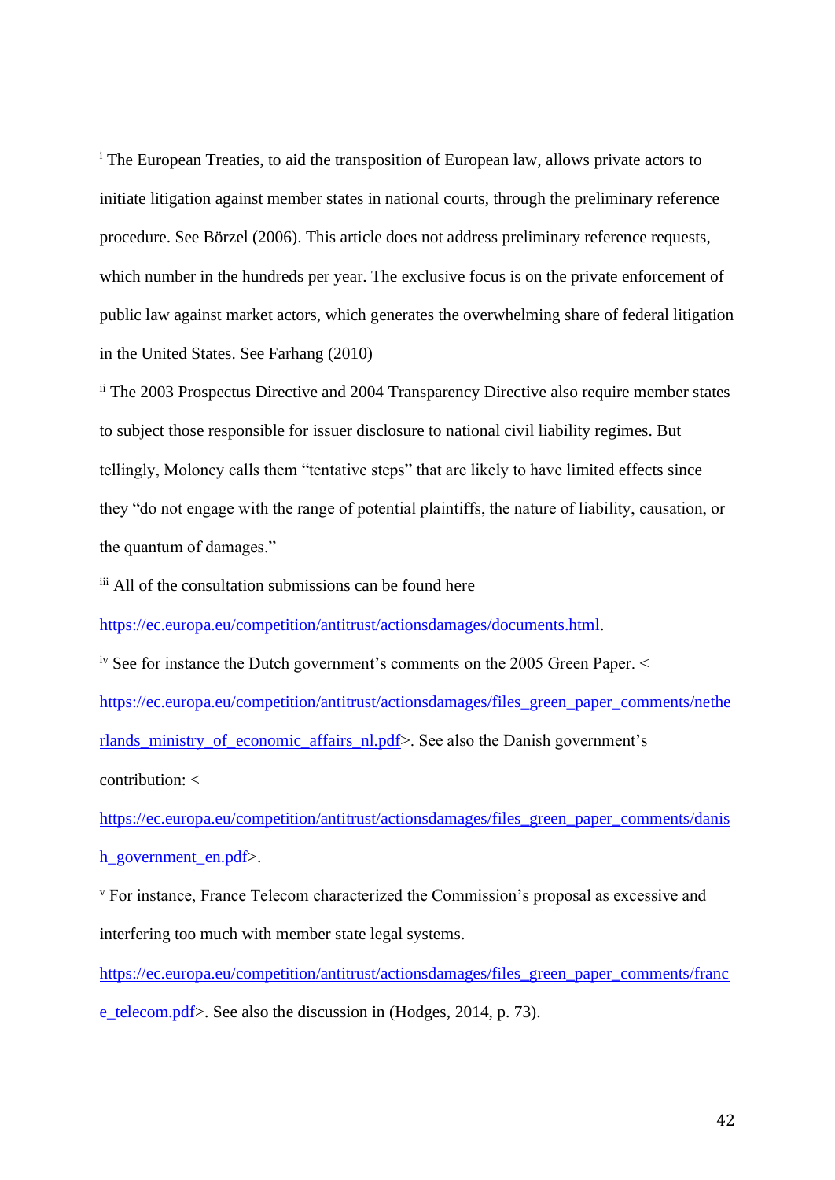[i] The European Treaties, to aid the transposition of European law, allows private actors to initiate litigation against member states in national courts, through the preliminary reference procedure. See Börzel (2006). This article does not address preliminary reference requests, which number in the hundreds per year. The exclusive focus is on the private enforcement of public law against market actors, which generates the overwhelming share of federal litigation in the United States. See Farhang (2010)

[ii] The 2003 Prospectus Directive and 2004 Transparency Directive also require member states to subject those responsible for issuer disclosure to national civil liability regimes. But tellingly, Moloney calls them "tentative steps" that are likely to have limited effects since they "do not engage with the range of potential plaintiffs, the nature of liability, causation, or the quantum of damages."

[iii] All of the consultation submissions can be found here https://ec.europa.eu/competition/antitrust/actionsdamages/documents.html.

[iv] See for instance the Dutch government's comments on the 2005 Green Paper. < https://ec.europa.eu/competition/antitrust/actionsdamages/files_green_paper_comments/netherlands_ministry_of_economic_affairs_nl.pdf>. See also the Danish government's contribution: < https://ec.europa.eu/competition/antitrust/actionsdamages/files_green_paper_comments/danish_government_en.pdf>.

[v] For instance, France Telecom characterized the Commission's proposal as excessive and interfering too much with member state legal systems. https://ec.europa.eu/competition/antitrust/actionsdamages/files_green_paper_comments/france_telecom.pdf>. See also the discussion in (Hodges, 2014, p. 73).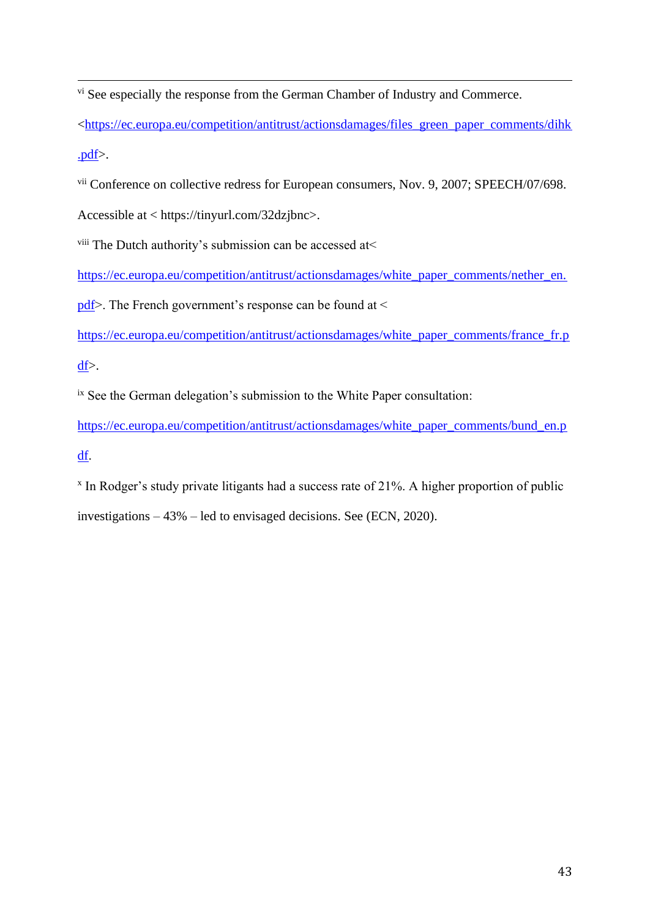[vi] See especially the response from the German Chamber of Industry and Commerce. <https://ec.europa.eu/competition/antitrust/actionsdamages/files_green_paper_comments/dihk.pdf>.

[vii] Conference on collective redress for European consumers, Nov. 9, 2007; SPEECH/07/698. Accessible at < https://tinyurl.com/32dzjbnc>.

[viii] The Dutch authority's submission can be accessed at< https://ec.europa.eu/competition/antitrust/actionsdamages/white_paper_comments/nether_en.pdf>. The French government's response can be found at < https://ec.europa.eu/competition/antitrust/actionsdamages/white_paper_comments/france_fr.pdf>.

[ix] See the German delegation's submission to the White Paper consultation: https://ec.europa.eu/competition/antitrust/actionsdamages/white_paper_comments/bund_en.pdf.

[x] In Rodger's study private litigants had a success rate of 21%. A higher proportion of public investigations – 43% – led to envisaged decisions. See (ECN, 2020).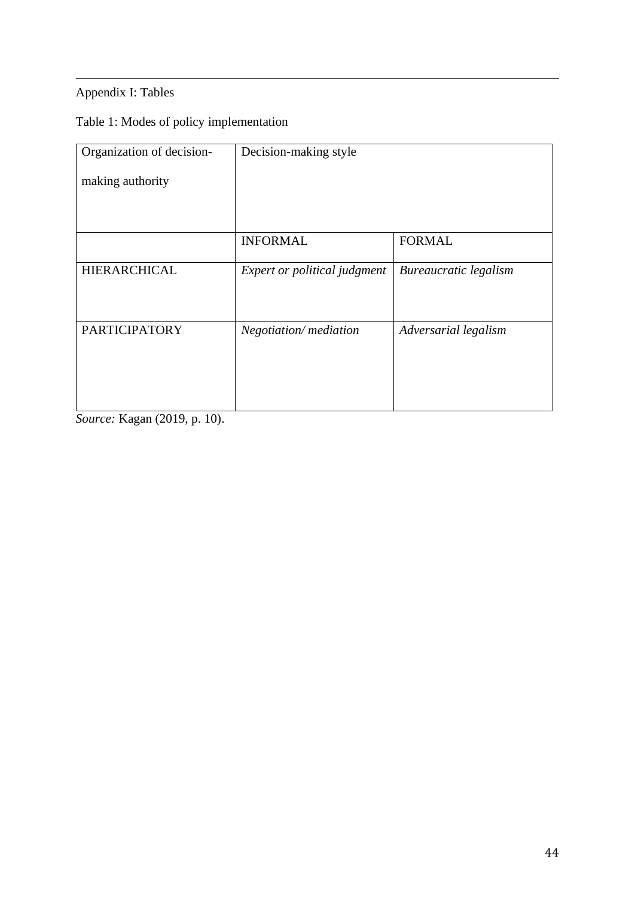Appendix I: Tables

Table 1: Modes of policy implementation

| Organization of decision-making authority | Decision-making style | |
|---|---|---|
| | INFORMAL | FORMAL |
| HIERARCHICAL | *Expert or political judgment* | *Bureaucratic legalism* |
| PARTICIPATORY | *Negotiation/ mediation* | *Adversarial legalism* |

*Source:* Kagan (2019, p. 10).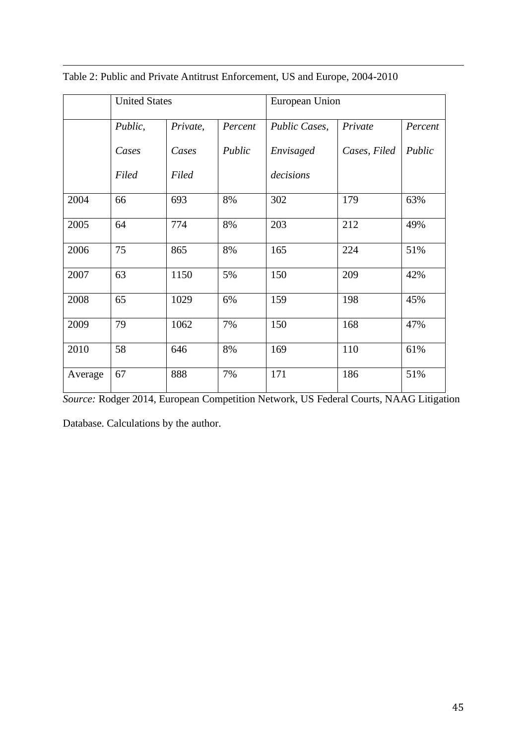Table 2: Public and Private Antitrust Enforcement, US and Europe, 2004-2010

| | United States | | | European Union | | |
|---|---|---|---|---|---|---|
| | *Public, Cases Filed* | *Private, Cases Filed* | *Percent Public* | *Public Cases, Envisaged decisions* | *Private Cases, Filed* | *Percent Public* |
| 2004 | 66 | 693 | 8% | 302 | 179 | 63% |
| 2005 | 64 | 774 | 8% | 203 | 212 | 49% |
| 2006 | 75 | 865 | 8% | 165 | 224 | 51% |
| 2007 | 63 | 1150 | 5% | 150 | 209 | 42% |
| 2008 | 65 | 1029 | 6% | 159 | 198 | 45% |
| 2009 | 79 | 1062 | 7% | 150 | 168 | 47% |
| 2010 | 58 | 646 | 8% | 169 | 110 | 61% |
| Average | 67 | 888 | 7% | 171 | 186 | 51% |

*Source:* Rodger 2014, European Competition Network, US Federal Courts, NAAG Litigation Database. Calculations by the author.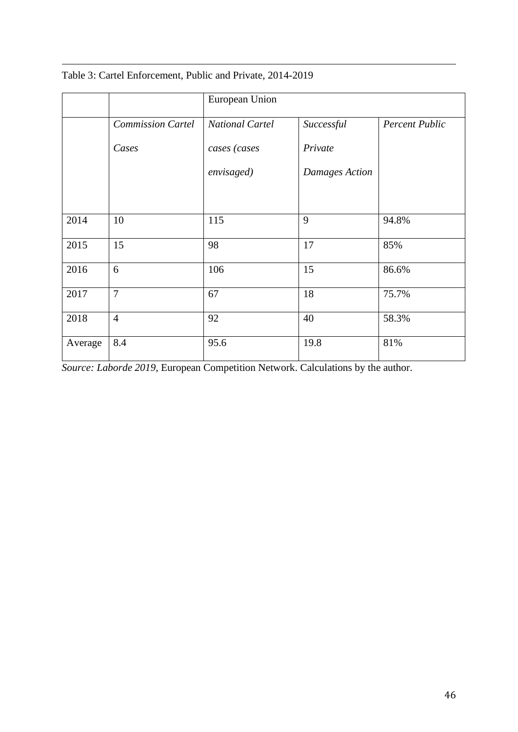Table 3: Cartel Enforcement, Public and Private, 2014-2019

| | | European Union | | |
|---|---|---|---|---|
| | *Commission Cartel Cases* | *National Cartel cases (cases envisaged)* | *Successful Private Damages Action* | *Percent Public* |
| 2014 | 10 | 115 | 9 | 94.8% |
| 2015 | 15 | 98 | 17 | 85% |
| 2016 | 6 | 106 | 15 | 86.6% |
| 2017 | 7 | 67 | 18 | 75.7% |
| 2018 | 4 | 92 | 40 | 58.3% |
| Average | 8.4 | 95.6 | 19.8 | 81% |

*Source: Laborde 2019*, European Competition Network. Calculations by the author.